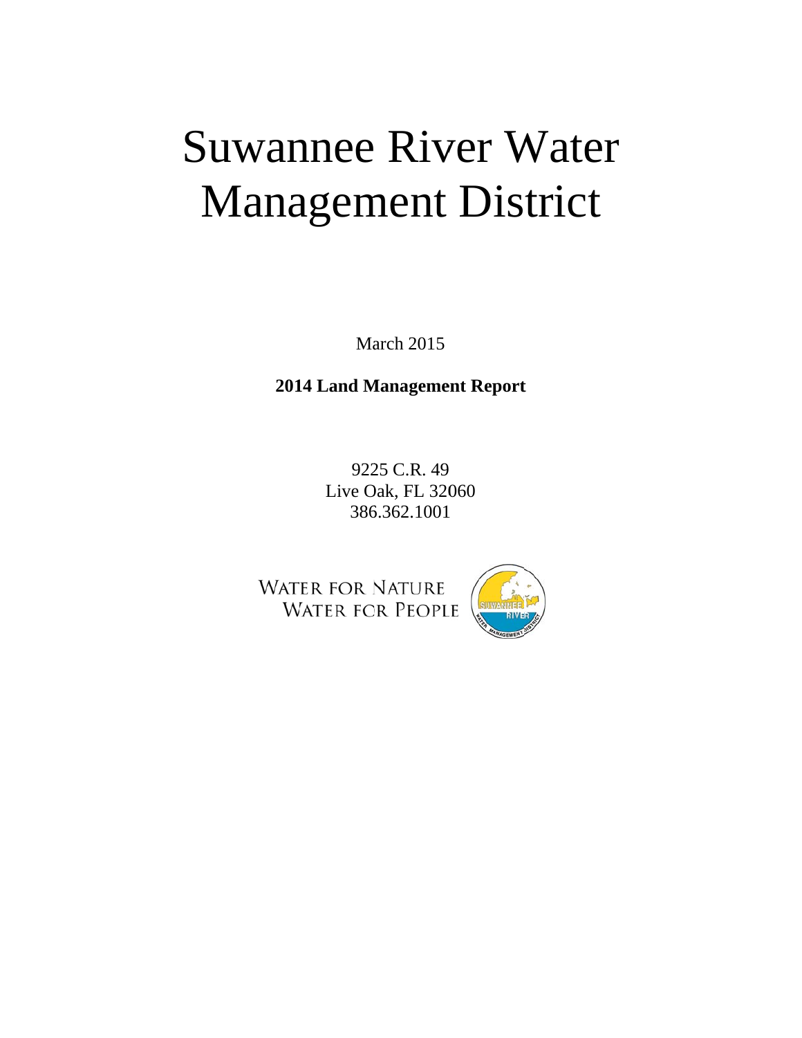# Suwannee River Water Management District

March 2015

**2014 Land Management Report**

9225 C.R. 49
Live Oak, FL 32060
386.362.1001

WATER FOR NATURE
WATER FOR PEOPLE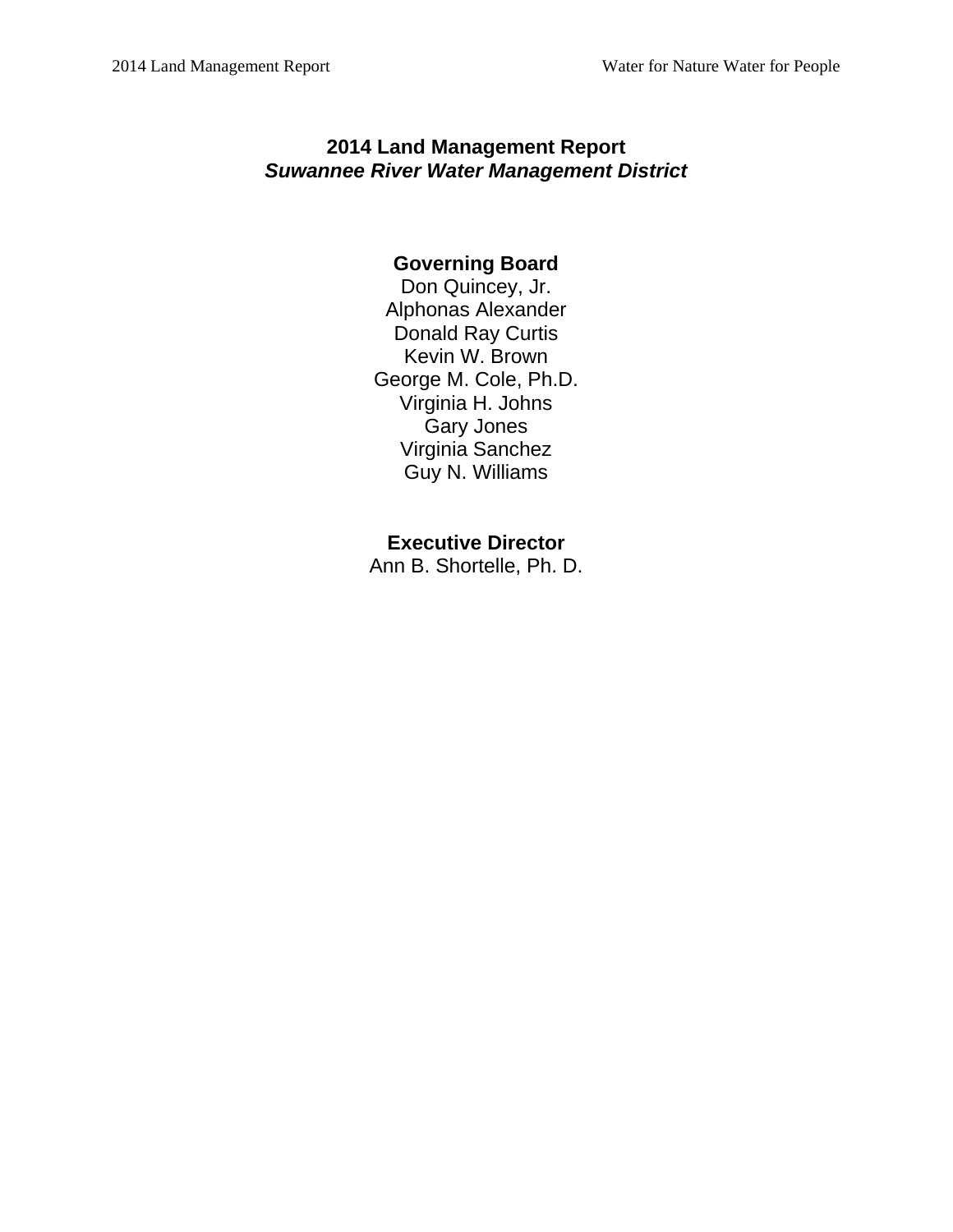# 2014 Land Management Report
## *Suwannee River Water Management District*

**Governing Board**

Don Quincey, Jr.
Alphonas Alexander
Donald Ray Curtis
Kevin W. Brown
George M. Cole, Ph.D.
Virginia H. Johns
Gary Jones
Virginia Sanchez
Guy N. Williams

**Executive Director**

Ann B. Shortelle, Ph. D.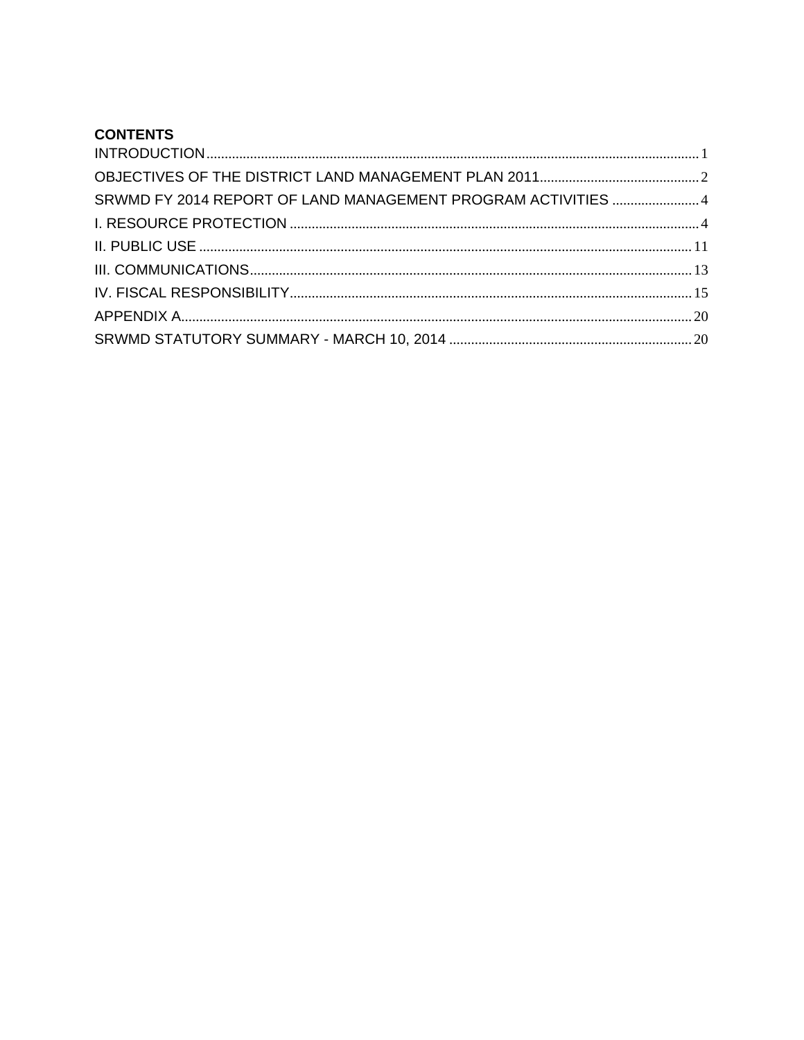**CONTENTS**

INTRODUCTION .......... 1
OBJECTIVES OF THE DISTRICT LAND MANAGEMENT PLAN 2011 .......... 2
SRWMD FY 2014 REPORT OF LAND MANAGEMENT PROGRAM ACTIVITIES .......... 4
I. RESOURCE PROTECTION .......... 4
II. PUBLIC USE .......... 11
III. COMMUNICATIONS .......... 13
IV. FISCAL RESPONSIBILITY .......... 15
APPENDIX A .......... 20
SRWMD STATUTORY SUMMARY - MARCH 10, 2014 .......... 20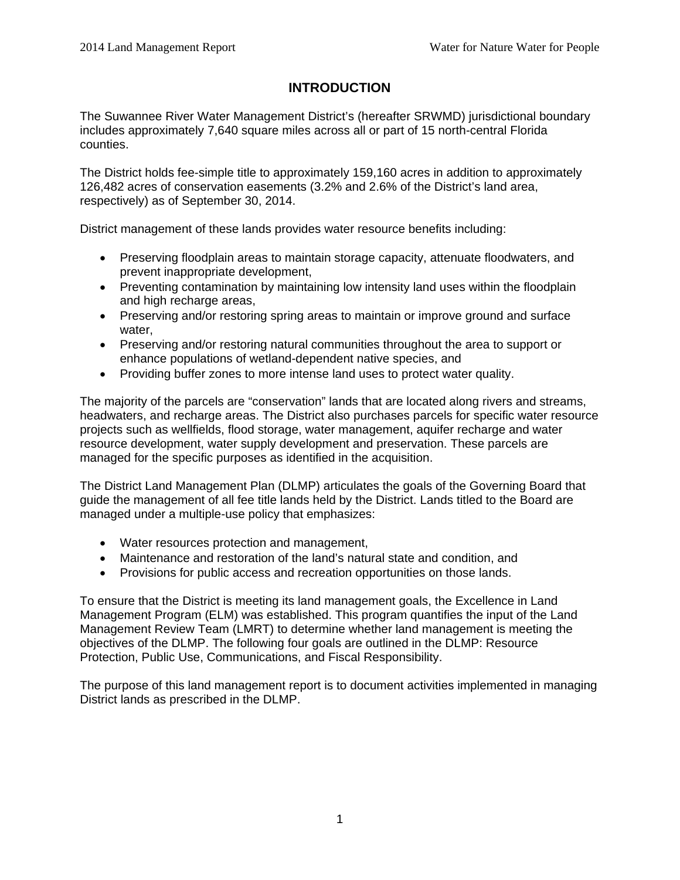# INTRODUCTION

The Suwannee River Water Management District's (hereafter SRWMD) jurisdictional boundary includes approximately 7,640 square miles across all or part of 15 north-central Florida counties.

The District holds fee-simple title to approximately 159,160 acres in addition to approximately 126,482 acres of conservation easements (3.2% and 2.6% of the District's land area, respectively) as of September 30, 2014.

District management of these lands provides water resource benefits including:

- Preserving floodplain areas to maintain storage capacity, attenuate floodwaters, and prevent inappropriate development,
- Preventing contamination by maintaining low intensity land uses within the floodplain and high recharge areas,
- Preserving and/or restoring spring areas to maintain or improve ground and surface water,
- Preserving and/or restoring natural communities throughout the area to support or enhance populations of wetland-dependent native species, and
- Providing buffer zones to more intense land uses to protect water quality.

The majority of the parcels are "conservation" lands that are located along rivers and streams, headwaters, and recharge areas. The District also purchases parcels for specific water resource projects such as wellfields, flood storage, water management, aquifer recharge and water resource development, water supply development and preservation. These parcels are managed for the specific purposes as identified in the acquisition.

The District Land Management Plan (DLMP) articulates the goals of the Governing Board that guide the management of all fee title lands held by the District. Lands titled to the Board are managed under a multiple-use policy that emphasizes:

- Water resources protection and management,
- Maintenance and restoration of the land's natural state and condition, and
- Provisions for public access and recreation opportunities on those lands.

To ensure that the District is meeting its land management goals, the Excellence in Land Management Program (ELM) was established. This program quantifies the input of the Land Management Review Team (LMRT) to determine whether land management is meeting the objectives of the DLMP. The following four goals are outlined in the DLMP: Resource Protection, Public Use, Communications, and Fiscal Responsibility.

The purpose of this land management report is to document activities implemented in managing District lands as prescribed in the DLMP.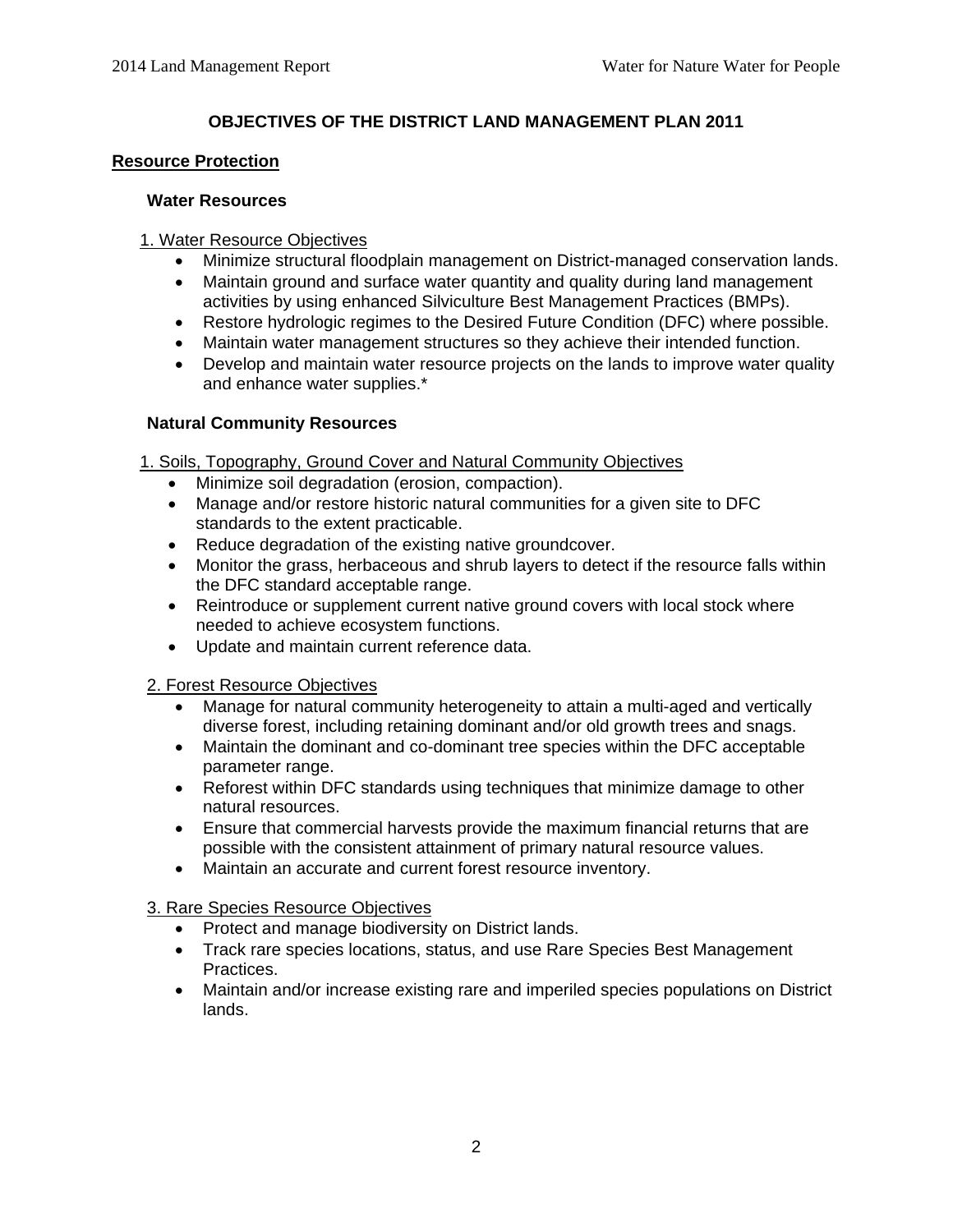## OBJECTIVES OF THE DISTRICT LAND MANAGEMENT PLAN 2011

### Resource Protection

#### Water Resources

1. Water Resource Objectives

- Minimize structural floodplain management on District-managed conservation lands.
- Maintain ground and surface water quantity and quality during land management activities by using enhanced Silviculture Best Management Practices (BMPs).
- Restore hydrologic regimes to the Desired Future Condition (DFC) where possible.
- Maintain water management structures so they achieve their intended function.
- Develop and maintain water resource projects on the lands to improve water quality and enhance water supplies.*

#### Natural Community Resources

1. Soils, Topography, Ground Cover and Natural Community Objectives

- Minimize soil degradation (erosion, compaction).
- Manage and/or restore historic natural communities for a given site to DFC standards to the extent practicable.
- Reduce degradation of the existing native groundcover.
- Monitor the grass, herbaceous and shrub layers to detect if the resource falls within the DFC standard acceptable range.
- Reintroduce or supplement current native ground covers with local stock where needed to achieve ecosystem functions.
- Update and maintain current reference data.

2. Forest Resource Objectives

- Manage for natural community heterogeneity to attain a multi-aged and vertically diverse forest, including retaining dominant and/or old growth trees and snags.
- Maintain the dominant and co-dominant tree species within the DFC acceptable parameter range.
- Reforest within DFC standards using techniques that minimize damage to other natural resources.
- Ensure that commercial harvests provide the maximum financial returns that are possible with the consistent attainment of primary natural resource values.
- Maintain an accurate and current forest resource inventory.

3. Rare Species Resource Objectives

- Protect and manage biodiversity on District lands.
- Track rare species locations, status, and use Rare Species Best Management Practices.
- Maintain and/or increase existing rare and imperiled species populations on District lands.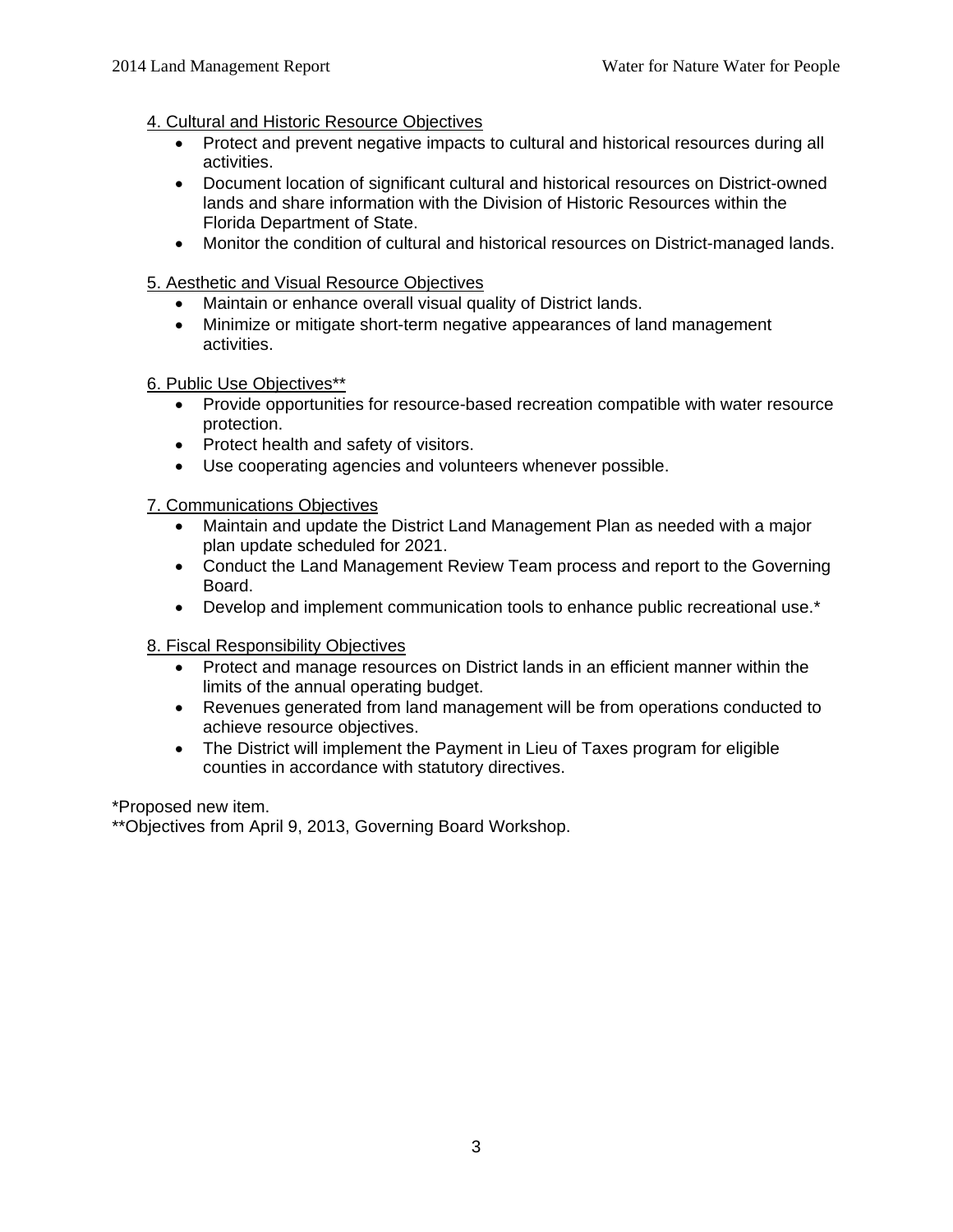4. Cultural and Historic Resource Objectives

- Protect and prevent negative impacts to cultural and historical resources during all activities.
- Document location of significant cultural and historical resources on District-owned lands and share information with the Division of Historic Resources within the Florida Department of State.
- Monitor the condition of cultural and historical resources on District-managed lands.

5. Aesthetic and Visual Resource Objectives

- Maintain or enhance overall visual quality of District lands.
- Minimize or mitigate short-term negative appearances of land management activities.

6. Public Use Objectives**

- Provide opportunities for resource-based recreation compatible with water resource protection.
- Protect health and safety of visitors.
- Use cooperating agencies and volunteers whenever possible.

7. Communications Objectives

- Maintain and update the District Land Management Plan as needed with a major plan update scheduled for 2021.
- Conduct the Land Management Review Team process and report to the Governing Board.
- Develop and implement communication tools to enhance public recreational use.*

8. Fiscal Responsibility Objectives

- Protect and manage resources on District lands in an efficient manner within the limits of the annual operating budget.
- Revenues generated from land management will be from operations conducted to achieve resource objectives.
- The District will implement the Payment in Lieu of Taxes program for eligible counties in accordance with statutory directives.

*Proposed new item.
**Objectives from April 9, 2013, Governing Board Workshop.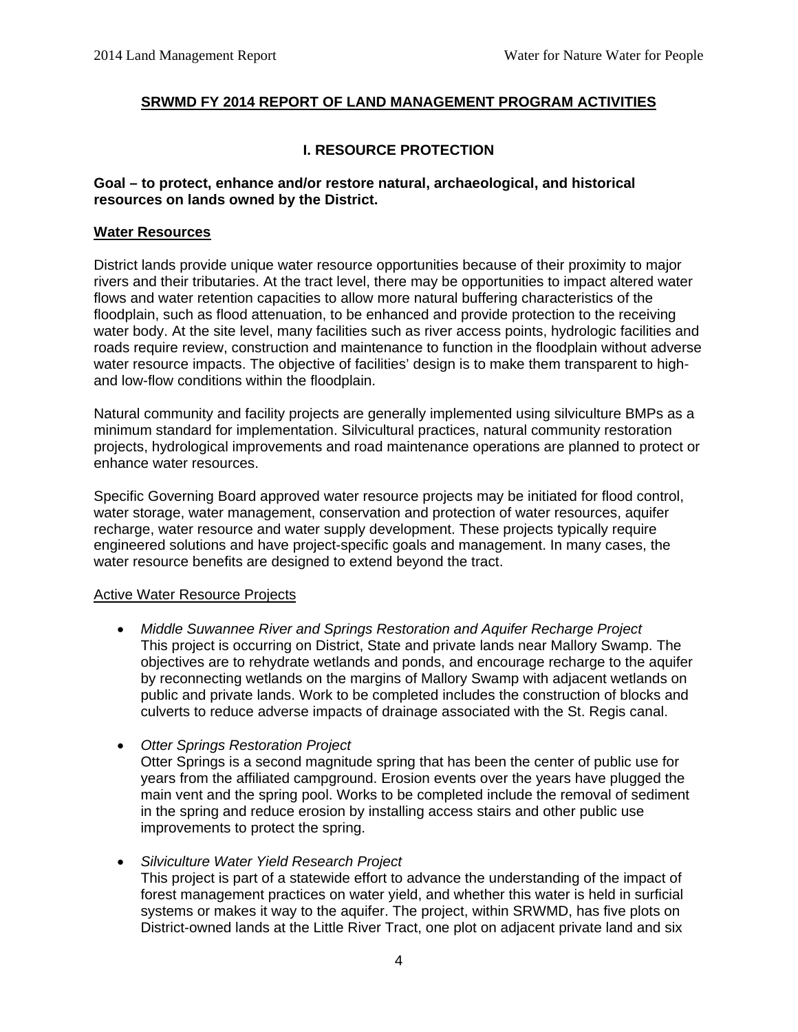## SRWMD FY 2014 REPORT OF LAND MANAGEMENT PROGRAM ACTIVITIES

### I. RESOURCE PROTECTION

**Goal – to protect, enhance and/or restore natural, archaeological, and historical resources on lands owned by the District.**

#### Water Resources

District lands provide unique water resource opportunities because of their proximity to major rivers and their tributaries. At the tract level, there may be opportunities to impact altered water flows and water retention capacities to allow more natural buffering characteristics of the floodplain, such as flood attenuation, to be enhanced and provide protection to the receiving water body. At the site level, many facilities such as river access points, hydrologic facilities and roads require review, construction and maintenance to function in the floodplain without adverse water resource impacts. The objective of facilities' design is to make them transparent to high- and low-flow conditions within the floodplain.

Natural community and facility projects are generally implemented using silviculture BMPs as a minimum standard for implementation. Silvicultural practices, natural community restoration projects, hydrological improvements and road maintenance operations are planned to protect or enhance water resources.

Specific Governing Board approved water resource projects may be initiated for flood control, water storage, water management, conservation and protection of water resources, aquifer recharge, water resource and water supply development. These projects typically require engineered solutions and have project-specific goals and management. In many cases, the water resource benefits are designed to extend beyond the tract.

Active Water Resource Projects

- *Middle Suwannee River and Springs Restoration and Aquifer Recharge Project*
  This project is occurring on District, State and private lands near Mallory Swamp. The objectives are to rehydrate wetlands and ponds, and encourage recharge to the aquifer by reconnecting wetlands on the margins of Mallory Swamp with adjacent wetlands on public and private lands. Work to be completed includes the construction of blocks and culverts to reduce adverse impacts of drainage associated with the St. Regis canal.

- *Otter Springs Restoration Project*
  Otter Springs is a second magnitude spring that has been the center of public use for years from the affiliated campground. Erosion events over the years have plugged the main vent and the spring pool. Works to be completed include the removal of sediment in the spring and reduce erosion by installing access stairs and other public use improvements to protect the spring.

- *Silviculture Water Yield Research Project*
  This project is part of a statewide effort to advance the understanding of the impact of forest management practices on water yield, and whether this water is held in surficial systems or makes it way to the aquifer. The project, within SRWMD, has five plots on District-owned lands at the Little River Tract, one plot on adjacent private land and six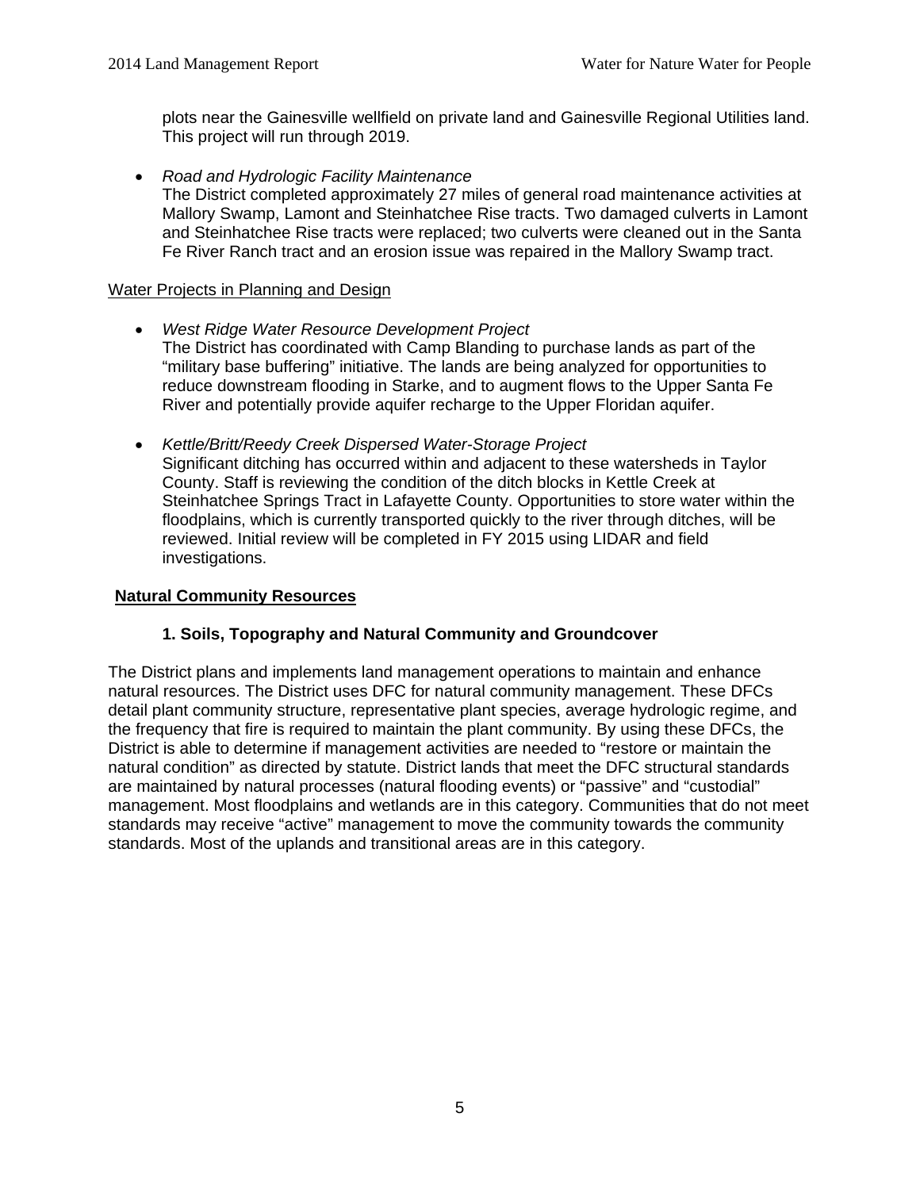plots near the Gainesville wellfield on private land and Gainesville Regional Utilities land. This project will run through 2019.

- *Road and Hydrologic Facility Maintenance*
  The District completed approximately 27 miles of general road maintenance activities at Mallory Swamp, Lamont and Steinhatchee Rise tracts. Two damaged culverts in Lamont and Steinhatchee Rise tracts were replaced; two culverts were cleaned out in the Santa Fe River Ranch tract and an erosion issue was repaired in the Mallory Swamp tract.

<u>Water Projects in Planning and Design</u>

- *West Ridge Water Resource Development Project*
  The District has coordinated with Camp Blanding to purchase lands as part of the "military base buffering" initiative. The lands are being analyzed for opportunities to reduce downstream flooding in Starke, and to augment flows to the Upper Santa Fe River and potentially provide aquifer recharge to the Upper Floridan aquifer.

- *Kettle/Britt/Reedy Creek Dispersed Water-Storage Project*
  Significant ditching has occurred within and adjacent to these watersheds in Taylor County. Staff is reviewing the condition of the ditch blocks in Kettle Creek at Steinhatchee Springs Tract in Lafayette County. Opportunities to store water within the floodplains, which is currently transported quickly to the river through ditches, will be reviewed. Initial review will be completed in FY 2015 using LIDAR and field investigations.

## Natural Community Resources

### 1. Soils, Topography and Natural Community and Groundcover

The District plans and implements land management operations to maintain and enhance natural resources. The District uses DFC for natural community management. These DFCs detail plant community structure, representative plant species, average hydrologic regime, and the frequency that fire is required to maintain the plant community. By using these DFCs, the District is able to determine if management activities are needed to "restore or maintain the natural condition" as directed by statute. District lands that meet the DFC structural standards are maintained by natural processes (natural flooding events) or "passive" and "custodial" management. Most floodplains and wetlands are in this category. Communities that do not meet standards may receive "active" management to move the community towards the community standards. Most of the uplands and transitional areas are in this category.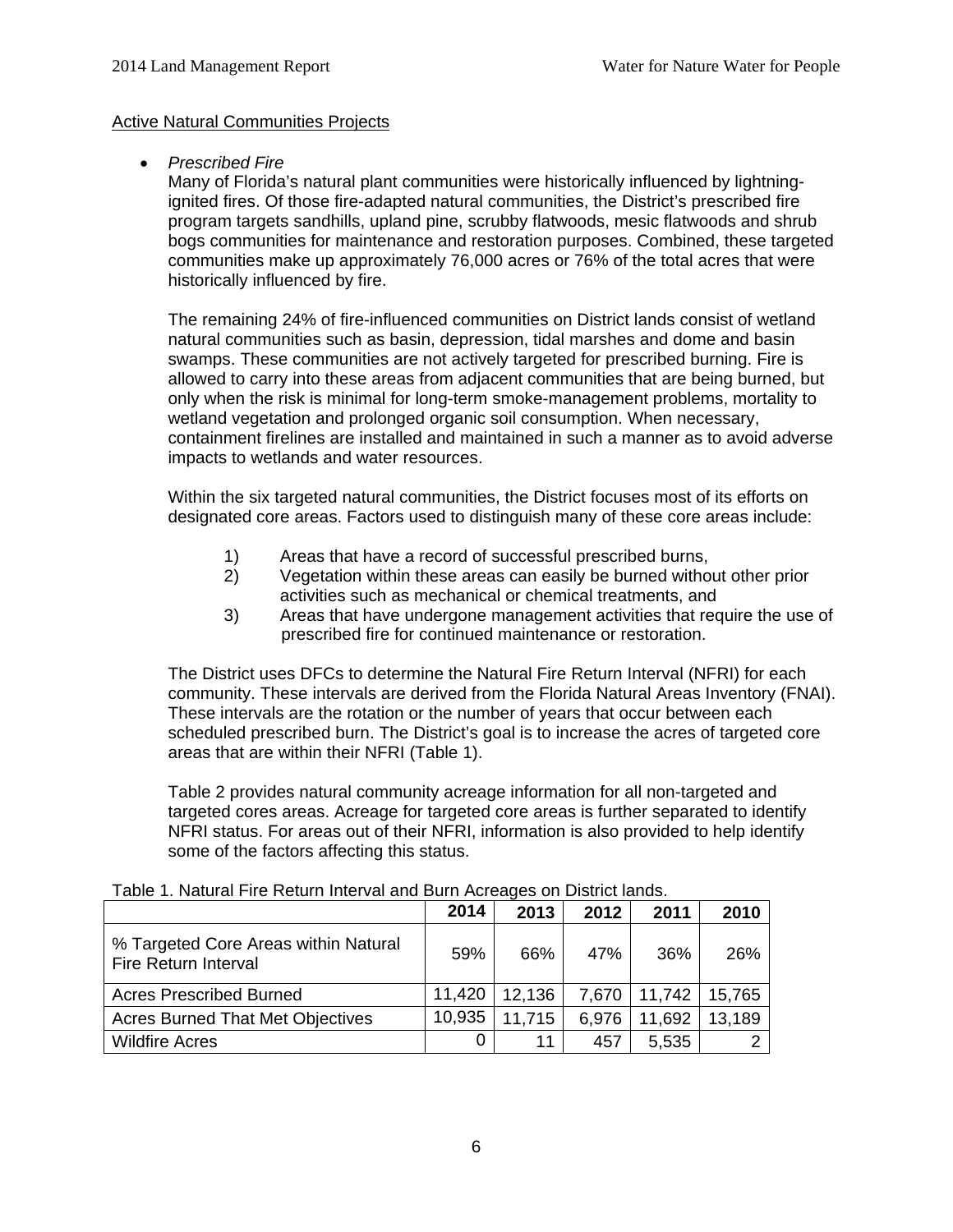Active Natural Communities Projects

- *Prescribed Fire*

  Many of Florida's natural plant communities were historically influenced by lightning-ignited fires. Of those fire-adapted natural communities, the District's prescribed fire program targets sandhills, upland pine, scrubby flatwoods, mesic flatwoods and shrub bogs communities for maintenance and restoration purposes. Combined, these targeted communities make up approximately 76,000 acres or 76% of the total acres that were historically influenced by fire.

  The remaining 24% of fire-influenced communities on District lands consist of wetland natural communities such as basin, depression, tidal marshes and dome and basin swamps. These communities are not actively targeted for prescribed burning. Fire is allowed to carry into these areas from adjacent communities that are being burned, but only when the risk is minimal for long-term smoke-management problems, mortality to wetland vegetation and prolonged organic soil consumption. When necessary, containment firelines are installed and maintained in such a manner as to avoid adverse impacts to wetlands and water resources.

  Within the six targeted natural communities, the District focuses most of its efforts on designated core areas. Factors used to distinguish many of these core areas include:

  1) Areas that have a record of successful prescribed burns,
  2) Vegetation within these areas can easily be burned without other prior activities such as mechanical or chemical treatments, and
  3) Areas that have undergone management activities that require the use of prescribed fire for continued maintenance or restoration.

  The District uses DFCs to determine the Natural Fire Return Interval (NFRI) for each community. These intervals are derived from the Florida Natural Areas Inventory (FNAI). These intervals are the rotation or the number of years that occur between each scheduled prescribed burn. The District's goal is to increase the acres of targeted core areas that are within their NFRI (Table 1).

  Table 2 provides natural community acreage information for all non-targeted and targeted cores areas. Acreage for targeted core areas is further separated to identify NFRI status. For areas out of their NFRI, information is also provided to help identify some of the factors affecting this status.

Table 1. Natural Fire Return Interval and Burn Acreages on District lands.

| | 2014 | 2013 | 2012 | 2011 | 2010 |
|---|---|---|---|---|---|
| % Targeted Core Areas within Natural Fire Return Interval | 59% | 66% | 47% | 36% | 26% |
| Acres Prescribed Burned | 11,420 | 12,136 | 7,670 | 11,742 | 15,765 |
| Acres Burned That Met Objectives | 10,935 | 11,715 | 6,976 | 11,692 | 13,189 |
| Wildfire Acres | 0 | 11 | 457 | 5,535 | 2 |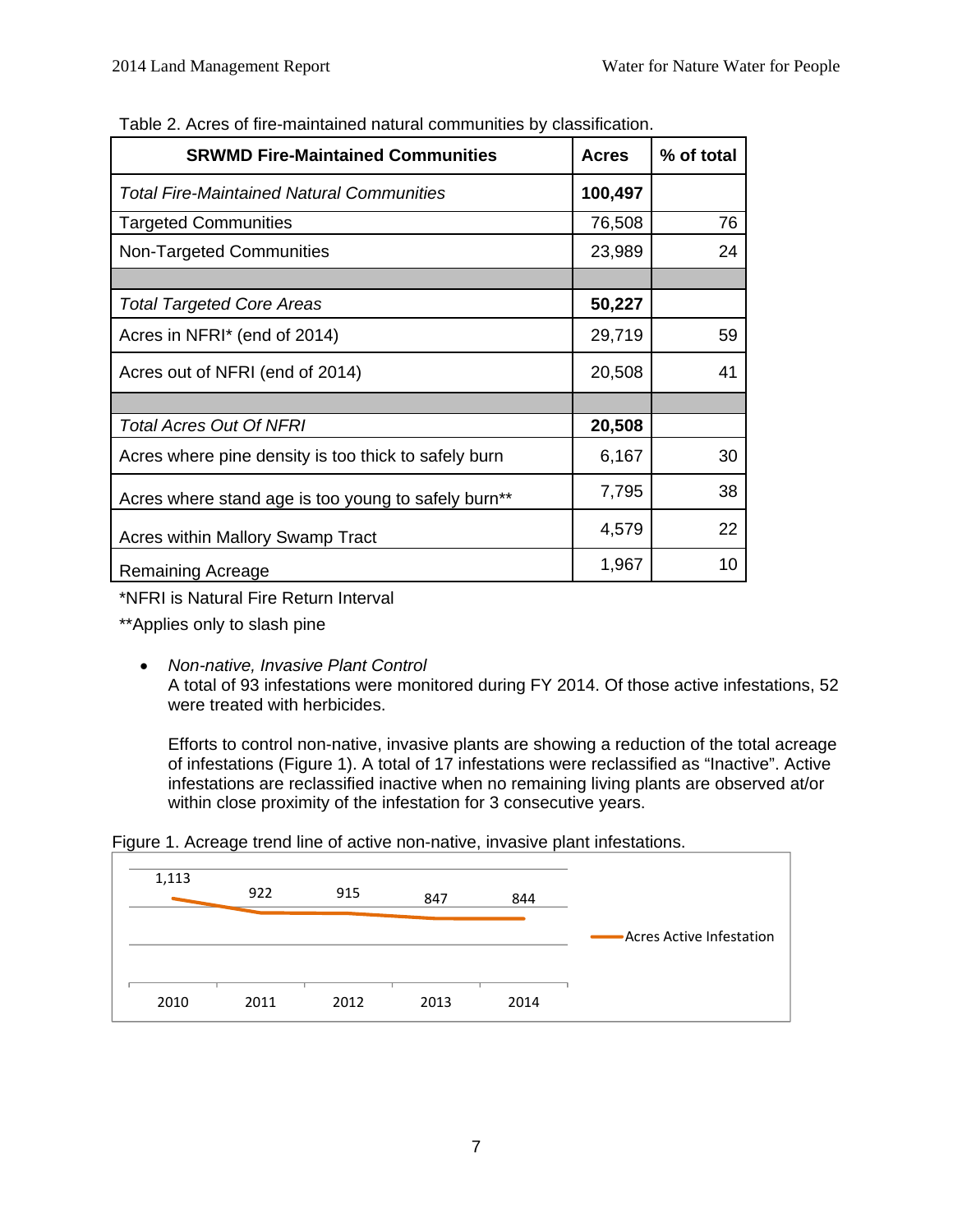Table 2. Acres of fire-maintained natural communities by classification.

| SRWMD Fire-Maintained Communities | Acres | % of total |
|---|---|---|
| *Total Fire-Maintained Natural Communities* | **100,497** | |
| Targeted Communities | 76,508 | 76 |
| Non-Targeted Communities | 23,989 | 24 |
| | | |
| *Total Targeted Core Areas* | **50,227** | |
| Acres in NFRI* (end of 2014) | 29,719 | 59 |
| Acres out of NFRI (end of 2014) | 20,508 | 41 |
| | | |
| *Total Acres Out Of NFRI* | **20,508** | |
| Acres where pine density is too thick to safely burn | 6,167 | 30 |
| Acres where stand age is too young to safely burn** | 7,795 | 38 |
| Acres within Mallory Swamp Tract | 4,579 | 22 |
| Remaining Acreage | 1,967 | 10 |

*NFRI is Natural Fire Return Interval

**Applies only to slash pine

- *Non-native, Invasive Plant Control*
  A total of 93 infestations were monitored during FY 2014. Of those active infestations, 52 were treated with herbicides.

  Efforts to control non-native, invasive plants are showing a reduction of the total acreage of infestations (Figure 1). A total of 17 infestations were reclassified as "Inactive". Active infestations are reclassified inactive when no remaining living plants are observed at/or within close proximity of the infestation for 3 consecutive years.

Figure 1. Acreage trend line of active non-native, invasive plant infestations.

| Year | Acres Active Infestation |
|---|---|
| 2010 | 1,113 |
| 2011 | 922 |
| 2012 | 915 |
| 2013 | 847 |
| 2014 | 844 |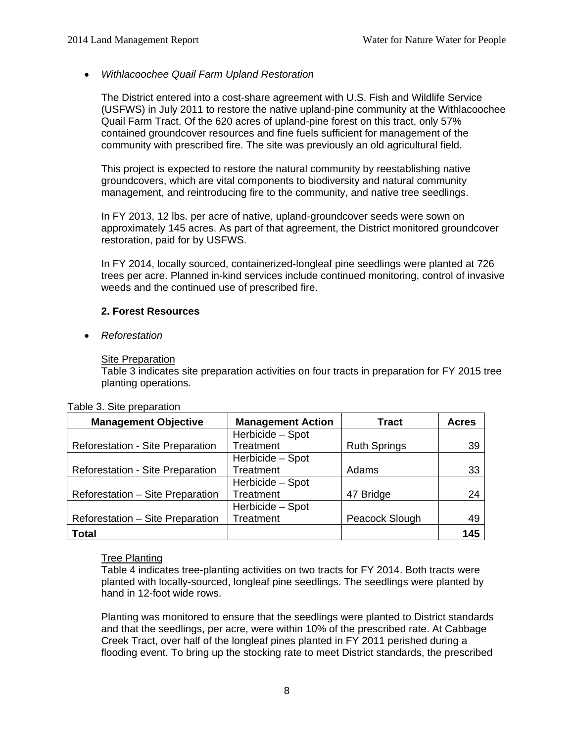- *Withlacoochee Quail Farm Upland Restoration*

  The District entered into a cost-share agreement with U.S. Fish and Wildlife Service (USFWS) in July 2011 to restore the native upland-pine community at the Withlacoochee Quail Farm Tract. Of the 620 acres of upland-pine forest on this tract, only 57% contained groundcover resources and fine fuels sufficient for management of the community with prescribed fire. The site was previously an old agricultural field.

  This project is expected to restore the natural community by reestablishing native groundcovers, which are vital components to biodiversity and natural community management, and reintroducing fire to the community, and native tree seedlings.

  In FY 2013, 12 lbs. per acre of native, upland-groundcover seeds were sown on approximately 145 acres. As part of that agreement, the District monitored groundcover restoration, paid for by USFWS.

  In FY 2014, locally sourced, containerized-longleaf pine seedlings were planted at 726 trees per acre. Planned in-kind services include continued monitoring, control of invasive weeds and the continued use of prescribed fire.

### 2. Forest Resources

- *Reforestation*

  Site Preparation
  Table 3 indicates site preparation activities on four tracts in preparation for FY 2015 tree planting operations.

Table 3. Site preparation

| Management Objective | Management Action | Tract | Acres |
|---|---|---|---|
| Reforestation - Site Preparation | Herbicide – Spot Treatment | Ruth Springs | 39 |
| Reforestation - Site Preparation | Herbicide – Spot Treatment | Adams | 33 |
| Reforestation – Site Preparation | Herbicide – Spot Treatment | 47 Bridge | 24 |
| Reforestation – Site Preparation | Herbicide – Spot Treatment | Peacock Slough | 49 |
| **Total** | | | **145** |

  Tree Planting
  Table 4 indicates tree-planting activities on two tracts for FY 2014. Both tracts were planted with locally-sourced, longleaf pine seedlings. The seedlings were planted by hand in 12-foot wide rows.

  Planting was monitored to ensure that the seedlings were planted to District standards and that the seedlings, per acre, were within 10% of the prescribed rate. At Cabbage Creek Tract, over half of the longleaf pines planted in FY 2011 perished during a flooding event. To bring up the stocking rate to meet District standards, the prescribed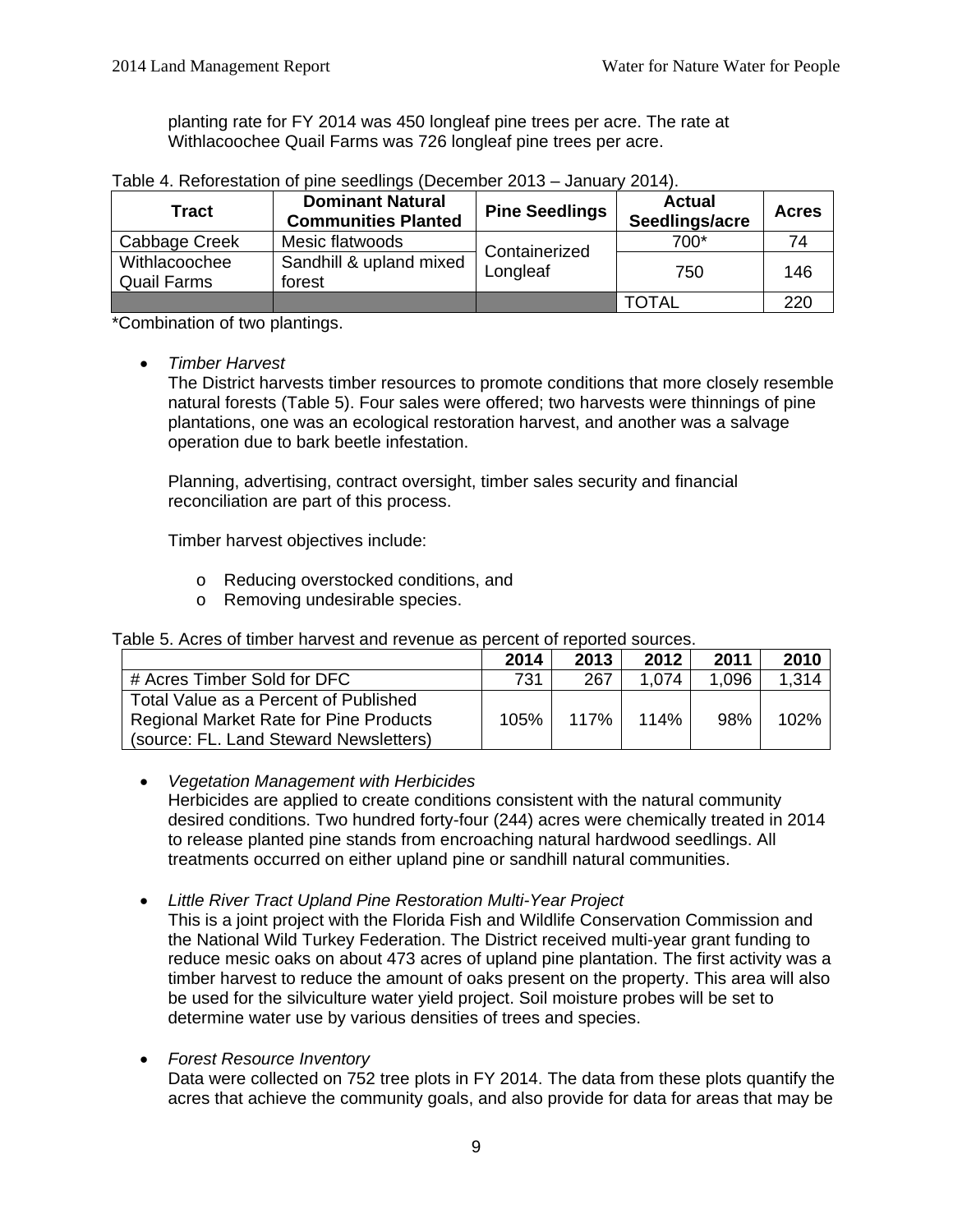planting rate for FY 2014 was 450 longleaf pine trees per acre. The rate at Withlacoochee Quail Farms was 726 longleaf pine trees per acre.

Table 4. Reforestation of pine seedlings (December 2013 – January 2014).

| Tract | Dominant Natural Communities Planted | Pine Seedlings | Actual Seedlings/acre | Acres |
|---|---|---|---|---|
| Cabbage Creek | Mesic flatwoods | Containerized Longleaf | 700* | 74 |
| Withlacoochee Quail Farms | Sandhill & upland mixed forest | | 750 | 146 |
| | | | TOTAL | 220 |

*Combination of two plantings.

- *Timber Harvest*

  The District harvests timber resources to promote conditions that more closely resemble natural forests (Table 5). Four sales were offered; two harvests were thinnings of pine plantations, one was an ecological restoration harvest, and another was a salvage operation due to bark beetle infestation.

  Planning, advertising, contract oversight, timber sales security and financial reconciliation are part of this process.

  Timber harvest objectives include:

  - Reducing overstocked conditions, and
  - Removing undesirable species.

Table 5. Acres of timber harvest and revenue as percent of reported sources.

| | 2014 | 2013 | 2012 | 2011 | 2010 |
|---|---|---|---|---|---|
| # Acres Timber Sold for DFC | 731 | 267 | 1,074 | 1,096 | 1,314 |
| Total Value as a Percent of Published Regional Market Rate for Pine Products (source: FL. Land Steward Newsletters) | 105% | 117% | 114% | 98% | 102% |

- *Vegetation Management with Herbicides*

  Herbicides are applied to create conditions consistent with the natural community desired conditions. Two hundred forty-four (244) acres were chemically treated in 2014 to release planted pine stands from encroaching natural hardwood seedlings. All treatments occurred on either upland pine or sandhill natural communities.

- *Little River Tract Upland Pine Restoration Multi-Year Project*

  This is a joint project with the Florida Fish and Wildlife Conservation Commission and the National Wild Turkey Federation. The District received multi-year grant funding to reduce mesic oaks on about 473 acres of upland pine plantation. The first activity was a timber harvest to reduce the amount of oaks present on the property. This area will also be used for the silviculture water yield project. Soil moisture probes will be set to determine water use by various densities of trees and species.

- *Forest Resource Inventory*

  Data were collected on 752 tree plots in FY 2014. The data from these plots quantify the acres that achieve the community goals, and also provide for data for areas that may be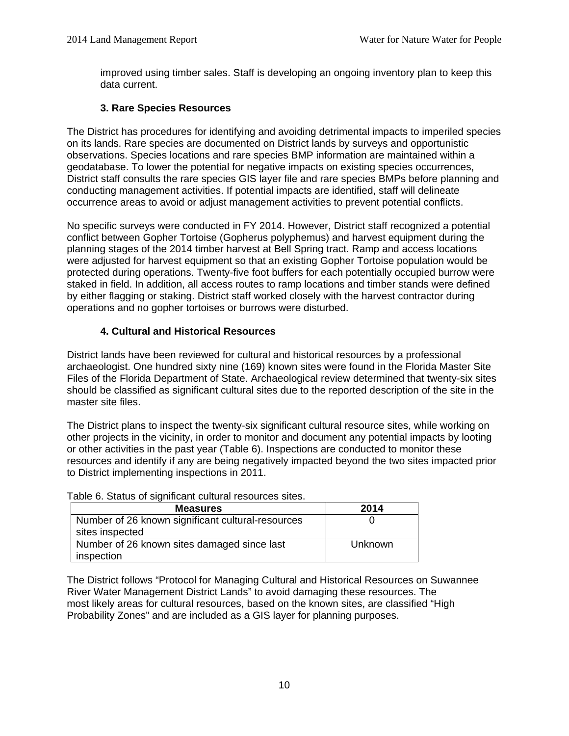improved using timber sales. Staff is developing an ongoing inventory plan to keep this data current.

### 3. Rare Species Resources

The District has procedures for identifying and avoiding detrimental impacts to imperiled species on its lands. Rare species are documented on District lands by surveys and opportunistic observations. Species locations and rare species BMP information are maintained within a geodatabase. To lower the potential for negative impacts on existing species occurrences, District staff consults the rare species GIS layer file and rare species BMPs before planning and conducting management activities. If potential impacts are identified, staff will delineate occurrence areas to avoid or adjust management activities to prevent potential conflicts.

No specific surveys were conducted in FY 2014. However, District staff recognized a potential conflict between Gopher Tortoise (Gopherus polyphemus) and harvest equipment during the planning stages of the 2014 timber harvest at Bell Spring tract. Ramp and access locations were adjusted for harvest equipment so that an existing Gopher Tortoise population would be protected during operations. Twenty-five foot buffers for each potentially occupied burrow were staked in field. In addition, all access routes to ramp locations and timber stands were defined by either flagging or staking. District staff worked closely with the harvest contractor during operations and no gopher tortoises or burrows were disturbed.

### 4. Cultural and Historical Resources

District lands have been reviewed for cultural and historical resources by a professional archaeologist. One hundred sixty nine (169) known sites were found in the Florida Master Site Files of the Florida Department of State. Archaeological review determined that twenty-six sites should be classified as significant cultural sites due to the reported description of the site in the master site files.

The District plans to inspect the twenty-six significant cultural resource sites, while working on other projects in the vicinity, in order to monitor and document any potential impacts by looting or other activities in the past year (Table 6). Inspections are conducted to monitor these resources and identify if any are being negatively impacted beyond the two sites impacted prior to District implementing inspections in 2011.

Table 6. Status of significant cultural resources sites.

| Measures | 2014 |
|---|---|
| Number of 26 known significant cultural-resources sites inspected | 0 |
| Number of 26 known sites damaged since last inspection | Unknown |

The District follows “Protocol for Managing Cultural and Historical Resources on Suwannee River Water Management District Lands” to avoid damaging these resources. The most likely areas for cultural resources, based on the known sites, are classified “High Probability Zones” and are included as a GIS layer for planning purposes.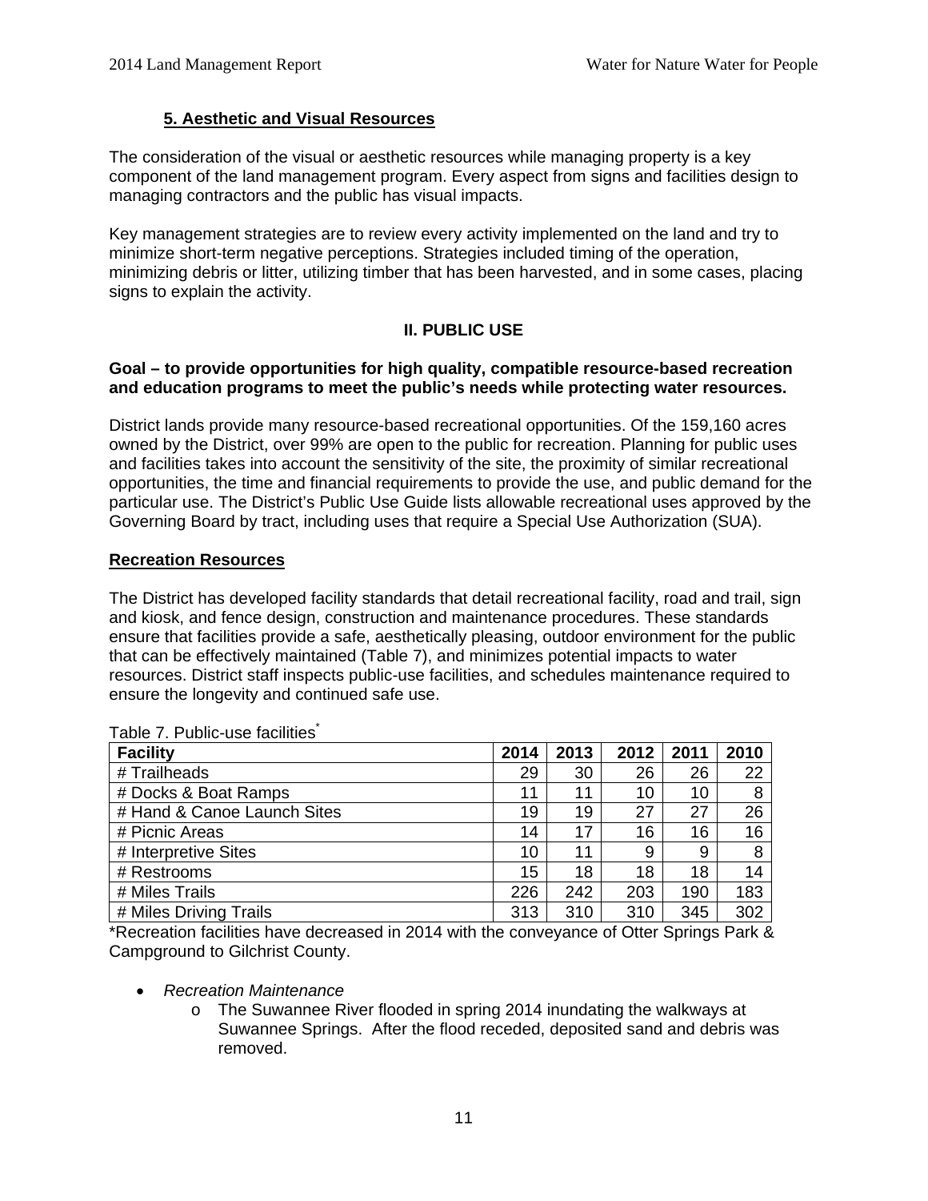### 5. Aesthetic and Visual Resources

The consideration of the visual or aesthetic resources while managing property is a key component of the land management program. Every aspect from signs and facilities design to managing contractors and the public has visual impacts.

Key management strategies are to review every activity implemented on the land and try to minimize short-term negative perceptions. Strategies included timing of the operation, minimizing debris or litter, utilizing timber that has been harvested, and in some cases, placing signs to explain the activity.

## II. PUBLIC USE

**Goal – to provide opportunities for high quality, compatible resource-based recreation and education programs to meet the public's needs while protecting water resources.**

District lands provide many resource-based recreational opportunities. Of the 159,160 acres owned by the District, over 99% are open to the public for recreation. Planning for public uses and facilities takes into account the sensitivity of the site, the proximity of similar recreational opportunities, the time and financial requirements to provide the use, and public demand for the particular use. The District's Public Use Guide lists allowable recreational uses approved by the Governing Board by tract, including uses that require a Special Use Authorization (SUA).

### Recreation Resources

The District has developed facility standards that detail recreational facility, road and trail, sign and kiosk, and fence design, construction and maintenance procedures. These standards ensure that facilities provide a safe, aesthetically pleasing, outdoor environment for the public that can be effectively maintained (Table 7), and minimizes potential impacts to water resources. District staff inspects public-use facilities, and schedules maintenance required to ensure the longevity and continued safe use.

Table 7. Public-use facilities*

| Facility | 2014 | 2013 | 2012 | 2011 | 2010 |
|---|---|---|---|---|---|
| # Trailheads | 29 | 30 | 26 | 26 | 22 |
| # Docks & Boat Ramps | 11 | 11 | 10 | 10 | 8 |
| # Hand & Canoe Launch Sites | 19 | 19 | 27 | 27 | 26 |
| # Picnic Areas | 14 | 17 | 16 | 16 | 16 |
| # Interpretive Sites | 10 | 11 | 9 | 9 | 8 |
| # Restrooms | 15 | 18 | 18 | 18 | 14 |
| # Miles Trails | 226 | 242 | 203 | 190 | 183 |
| # Miles Driving Trails | 313 | 310 | 310 | 345 | 302 |

*Recreation facilities have decreased in 2014 with the conveyance of Otter Springs Park & Campground to Gilchrist County.

- *Recreation Maintenance*
  - The Suwannee River flooded in spring 2014 inundating the walkways at Suwannee Springs. After the flood receded, deposited sand and debris was removed.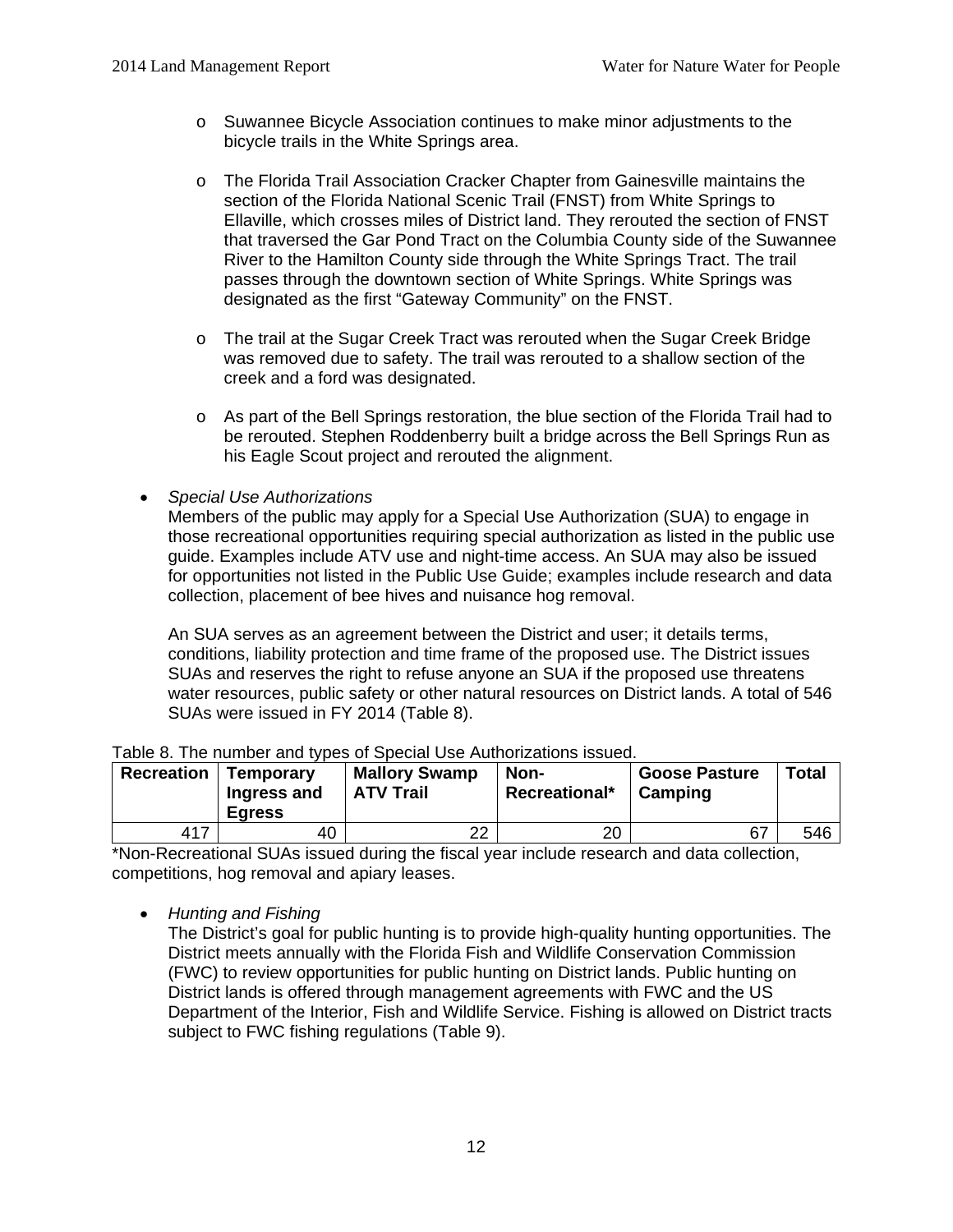- Suwannee Bicycle Association continues to make minor adjustments to the bicycle trails in the White Springs area.

- The Florida Trail Association Cracker Chapter from Gainesville maintains the section of the Florida National Scenic Trail (FNST) from White Springs to Ellaville, which crosses miles of District land. They rerouted the section of FNST that traversed the Gar Pond Tract on the Columbia County side of the Suwannee River to the Hamilton County side through the White Springs Tract. The trail passes through the downtown section of White Springs. White Springs was designated as the first "Gateway Community" on the FNST.

- The trail at the Sugar Creek Tract was rerouted when the Sugar Creek Bridge was removed due to safety. The trail was rerouted to a shallow section of the creek and a ford was designated.

- As part of the Bell Springs restoration, the blue section of the Florida Trail had to be rerouted. Stephen Roddenberry built a bridge across the Bell Springs Run as his Eagle Scout project and rerouted the alignment.

- *Special Use Authorizations*

  Members of the public may apply for a Special Use Authorization (SUA) to engage in those recreational opportunities requiring special authorization as listed in the public use guide. Examples include ATV use and night-time access. An SUA may also be issued for opportunities not listed in the Public Use Guide; examples include research and data collection, placement of bee hives and nuisance hog removal.

  An SUA serves as an agreement between the District and user; it details terms, conditions, liability protection and time frame of the proposed use. The District issues SUAs and reserves the right to refuse anyone an SUA if the proposed use threatens water resources, public safety or other natural resources on District lands. A total of 546 SUAs were issued in FY 2014 (Table 8).

Table 8. The number and types of Special Use Authorizations issued.

| Recreation | Temporary Ingress and Egress | Mallory Swamp ATV Trail | Non-Recreational* | Goose Pasture Camping | Total |
|---|---|---|---|---|---|
| 417 | 40 | 22 | 20 | 67 | 546 |

*Non-Recreational SUAs issued during the fiscal year include research and data collection, competitions, hog removal and apiary leases.

- *Hunting and Fishing*

  The District's goal for public hunting is to provide high-quality hunting opportunities. The District meets annually with the Florida Fish and Wildlife Conservation Commission (FWC) to review opportunities for public hunting on District lands. Public hunting on District lands is offered through management agreements with FWC and the US Department of the Interior, Fish and Wildlife Service. Fishing is allowed on District tracts subject to FWC fishing regulations (Table 9).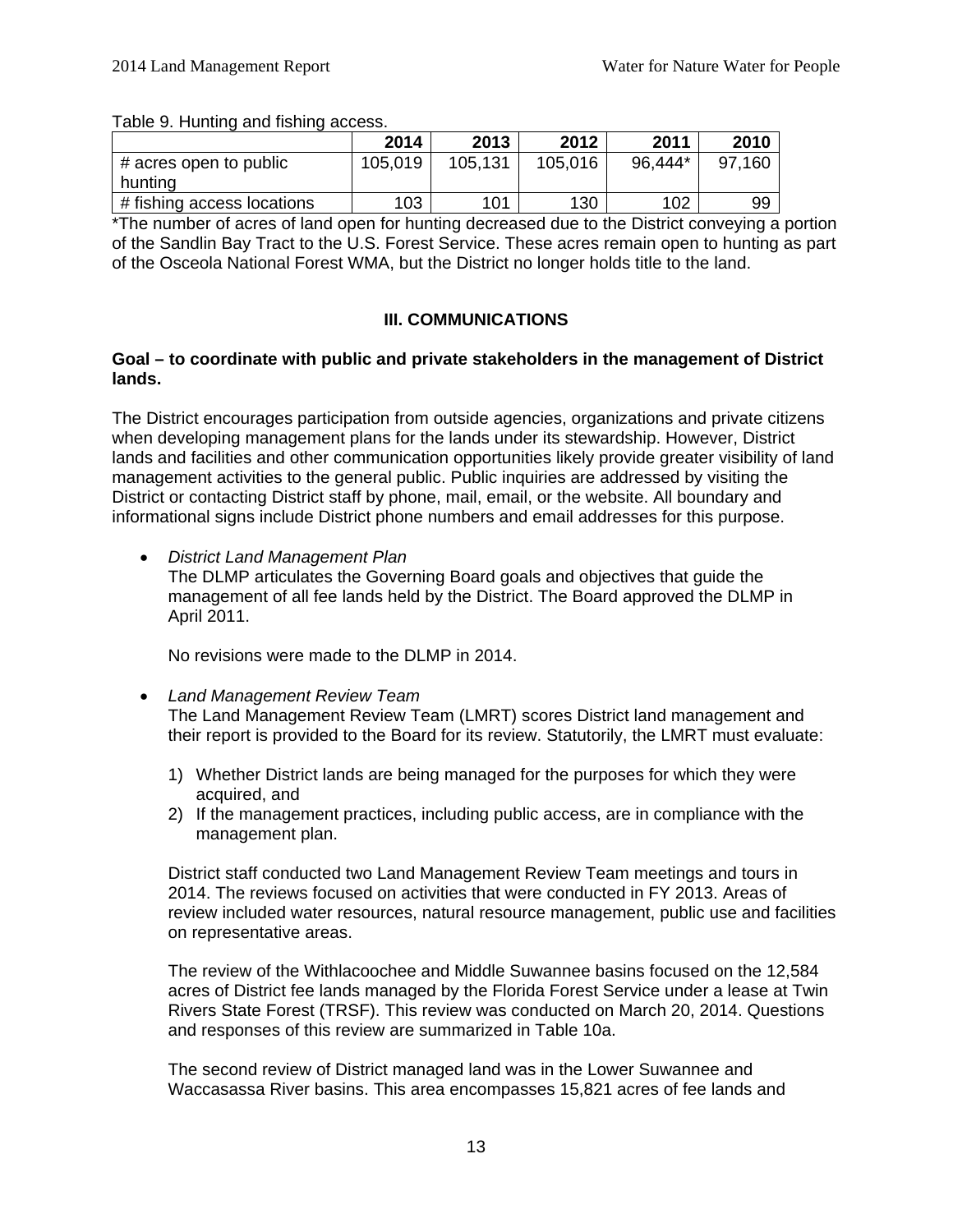Table 9. Hunting and fishing access.

| | 2014 | 2013 | 2012 | 2011 | 2010 |
|---|---|---|---|---|---|
| # acres open to public hunting | 105,019 | 105,131 | 105,016 | 96,444* | 97,160 |
| # fishing access locations | 103 | 101 | 130 | 102 | 99 |

*The number of acres of land open for hunting decreased due to the District conveying a portion of the Sandlin Bay Tract to the U.S. Forest Service. These acres remain open to hunting as part of the Osceola National Forest WMA, but the District no longer holds title to the land.

## III. COMMUNICATIONS

**Goal – to coordinate with public and private stakeholders in the management of District lands.**

The District encourages participation from outside agencies, organizations and private citizens when developing management plans for the lands under its stewardship. However, District lands and facilities and other communication opportunities likely provide greater visibility of land management activities to the general public. Public inquiries are addressed by visiting the District or contacting District staff by phone, mail, email, or the website. All boundary and informational signs include District phone numbers and email addresses for this purpose.

- *District Land Management Plan*
  The DLMP articulates the Governing Board goals and objectives that guide the management of all fee lands held by the District. The Board approved the DLMP in April 2011.

  No revisions were made to the DLMP in 2014.

- *Land Management Review Team*
  The Land Management Review Team (LMRT) scores District land management and their report is provided to the Board for its review. Statutorily, the LMRT must evaluate:

  1) Whether District lands are being managed for the purposes for which they were acquired, and
  2) If the management practices, including public access, are in compliance with the management plan.

  District staff conducted two Land Management Review Team meetings and tours in 2014. The reviews focused on activities that were conducted in FY 2013. Areas of review included water resources, natural resource management, public use and facilities on representative areas.

  The review of the Withlacoochee and Middle Suwannee basins focused on the 12,584 acres of District fee lands managed by the Florida Forest Service under a lease at Twin Rivers State Forest (TRSF). This review was conducted on March 20, 2014. Questions and responses of this review are summarized in Table 10a.

  The second review of District managed land was in the Lower Suwannee and Waccasassa River basins. This area encompasses 15,821 acres of fee lands and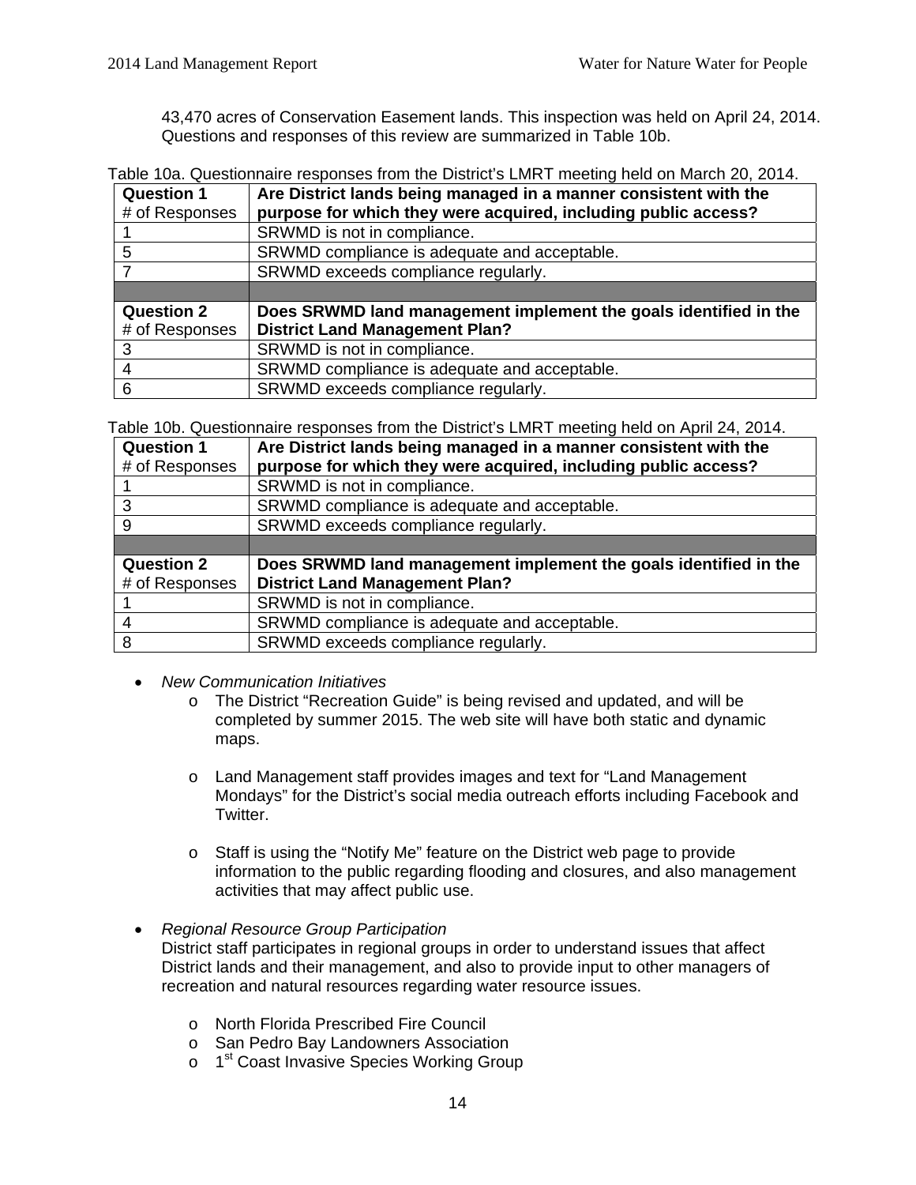43,470 acres of Conservation Easement lands. This inspection was held on April 24, 2014. Questions and responses of this review are summarized in Table 10b.

Table 10a. Questionnaire responses from the District's LMRT meeting held on March 20, 2014.

| **Question 1** # of Responses | **Are District lands being managed in a manner consistent with the purpose for which they were acquired, including public access?** |
|---|---|
| 1 | SRWMD is not in compliance. |
| 5 | SRWMD compliance is adequate and acceptable. |
| 7 | SRWMD exceeds compliance regularly. |
| | |
| **Question 2** # of Responses | **Does SRWMD land management implement the goals identified in the District Land Management Plan?** |
| 3 | SRWMD is not in compliance. |
| 4 | SRWMD compliance is adequate and acceptable. |
| 6 | SRWMD exceeds compliance regularly. |

Table 10b. Questionnaire responses from the District's LMRT meeting held on April 24, 2014.

| **Question 1** # of Responses | **Are District lands being managed in a manner consistent with the purpose for which they were acquired, including public access?** |
|---|---|
| 1 | SRWMD is not in compliance. |
| 3 | SRWMD compliance is adequate and acceptable. |
| 9 | SRWMD exceeds compliance regularly. |
| | |
| **Question 2** # of Responses | **Does SRWMD land management implement the goals identified in the District Land Management Plan?** |
| 1 | SRWMD is not in compliance. |
| 4 | SRWMD compliance is adequate and acceptable. |
| 8 | SRWMD exceeds compliance regularly. |

- *New Communication Initiatives*
  - The District "Recreation Guide" is being revised and updated, and will be completed by summer 2015. The web site will have both static and dynamic maps.
  - Land Management staff provides images and text for "Land Management Mondays" for the District's social media outreach efforts including Facebook and Twitter.
  - Staff is using the "Notify Me" feature on the District web page to provide information to the public regarding flooding and closures, and also management activities that may affect public use.

- *Regional Resource Group Participation*
  District staff participates in regional groups in order to understand issues that affect District lands and their management, and also to provide input to other managers of recreation and natural resources regarding water resource issues.
  - North Florida Prescribed Fire Council
  - San Pedro Bay Landowners Association
  - 1st Coast Invasive Species Working Group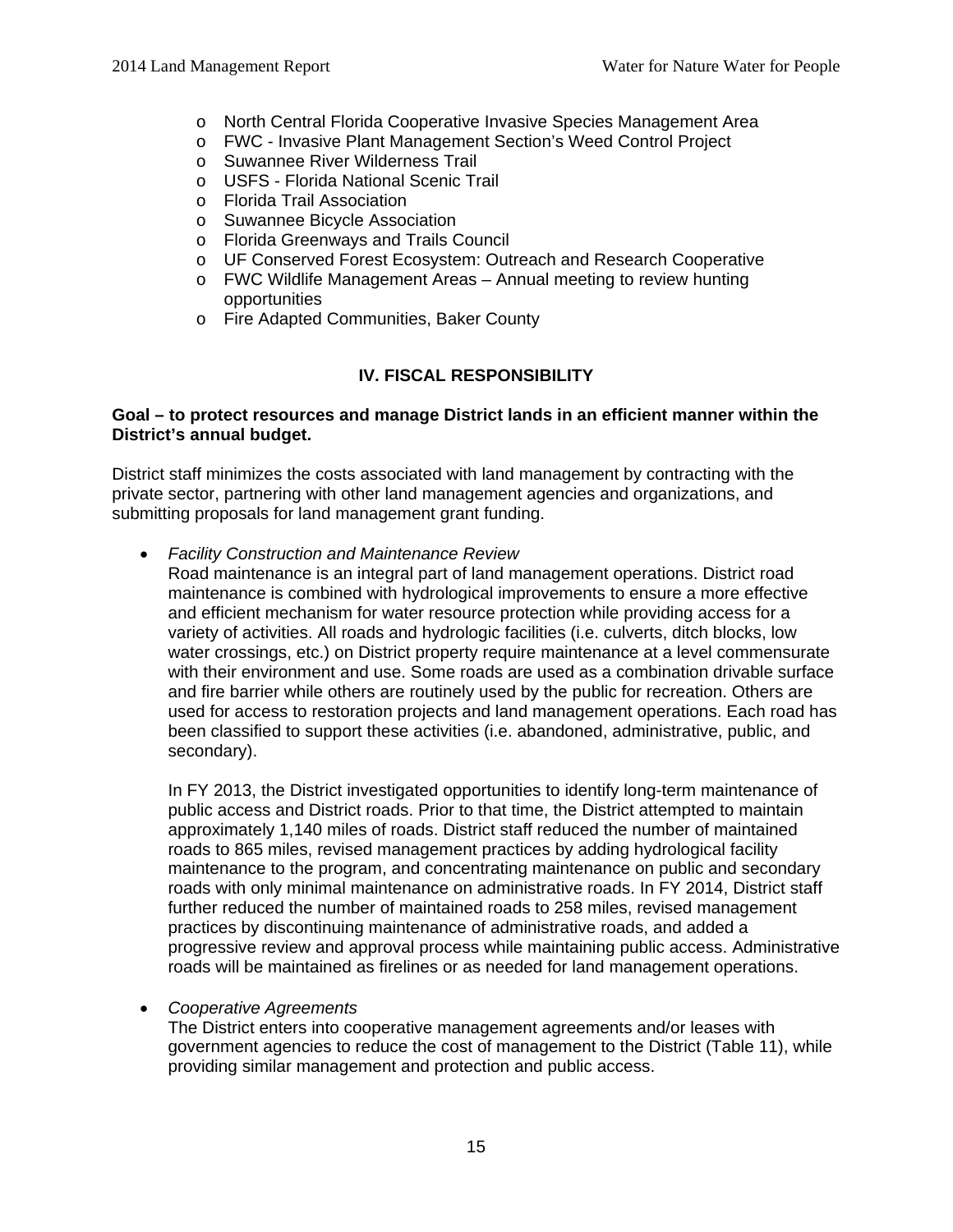- North Central Florida Cooperative Invasive Species Management Area
- FWC - Invasive Plant Management Section's Weed Control Project
- Suwannee River Wilderness Trail
- USFS - Florida National Scenic Trail
- Florida Trail Association
- Suwannee Bicycle Association
- Florida Greenways and Trails Council
- UF Conserved Forest Ecosystem: Outreach and Research Cooperative
- FWC Wildlife Management Areas – Annual meeting to review hunting opportunities
- Fire Adapted Communities, Baker County

## IV. FISCAL RESPONSIBILITY

**Goal – to protect resources and manage District lands in an efficient manner within the District's annual budget.**

District staff minimizes the costs associated with land management by contracting with the private sector, partnering with other land management agencies and organizations, and submitting proposals for land management grant funding.

- *Facility Construction and Maintenance Review*
  Road maintenance is an integral part of land management operations. District road maintenance is combined with hydrological improvements to ensure a more effective and efficient mechanism for water resource protection while providing access for a variety of activities. All roads and hydrologic facilities (i.e. culverts, ditch blocks, low water crossings, etc.) on District property require maintenance at a level commensurate with their environment and use. Some roads are used as a combination drivable surface and fire barrier while others are routinely used by the public for recreation. Others are used for access to restoration projects and land management operations. Each road has been classified to support these activities (i.e. abandoned, administrative, public, and secondary).

  In FY 2013, the District investigated opportunities to identify long-term maintenance of public access and District roads. Prior to that time, the District attempted to maintain approximately 1,140 miles of roads. District staff reduced the number of maintained roads to 865 miles, revised management practices by adding hydrological facility maintenance to the program, and concentrating maintenance on public and secondary roads with only minimal maintenance on administrative roads. In FY 2014, District staff further reduced the number of maintained roads to 258 miles, revised management practices by discontinuing maintenance of administrative roads, and added a progressive review and approval process while maintaining public access. Administrative roads will be maintained as firelines or as needed for land management operations.

- *Cooperative Agreements*
  The District enters into cooperative management agreements and/or leases with government agencies to reduce the cost of management to the District (Table 11), while providing similar management and protection and public access.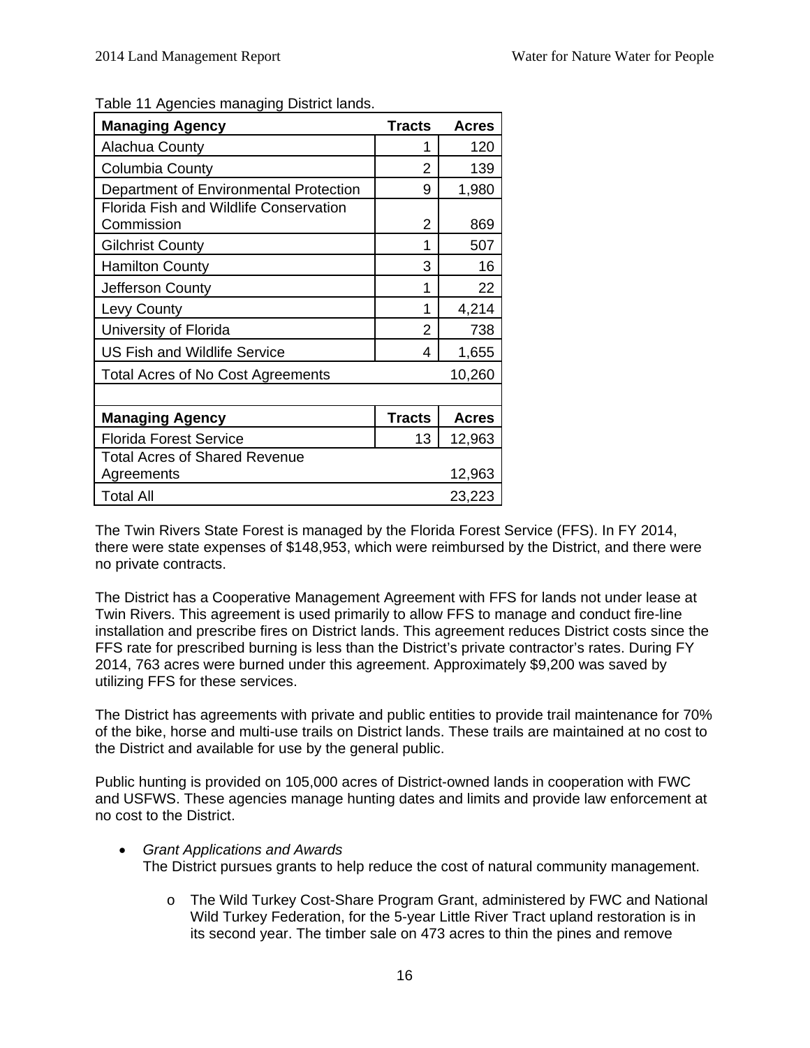Table 11 Agencies managing District lands.

| Managing Agency | Tracts | Acres |
|---|---|---|
| Alachua County | 1 | 120 |
| Columbia County | 2 | 139 |
| Department of Environmental Protection | 9 | 1,980 |
| Florida Fish and Wildlife Conservation Commission | 2 | 869 |
| Gilchrist County | 1 | 507 |
| Hamilton County | 3 | 16 |
| Jefferson County | 1 | 22 |
| Levy County | 1 | 4,214 |
| University of Florida | 2 | 738 |
| US Fish and Wildlife Service | 4 | 1,655 |
| Total Acres of No Cost Agreements | | 10,260 |
| | | |
| **Managing Agency** | **Tracts** | **Acres** |
| Florida Forest Service | 13 | 12,963 |
| Total Acres of Shared Revenue Agreements | | 12,963 |
| Total All | | 23,223 |

The Twin Rivers State Forest is managed by the Florida Forest Service (FFS). In FY 2014, there were state expenses of $148,953, which were reimbursed by the District, and there were no private contracts.

The District has a Cooperative Management Agreement with FFS for lands not under lease at Twin Rivers. This agreement is used primarily to allow FFS to manage and conduct fire-line installation and prescribe fires on District lands. This agreement reduces District costs since the FFS rate for prescribed burning is less than the District's private contractor's rates. During FY 2014, 763 acres were burned under this agreement. Approximately $9,200 was saved by utilizing FFS for these services.

The District has agreements with private and public entities to provide trail maintenance for 70% of the bike, horse and multi-use trails on District lands. These trails are maintained at no cost to the District and available for use by the general public.

Public hunting is provided on 105,000 acres of District-owned lands in cooperation with FWC and USFWS. These agencies manage hunting dates and limits and provide law enforcement at no cost to the District.

- *Grant Applications and Awards*
  The District pursues grants to help reduce the cost of natural community management.
  - The Wild Turkey Cost-Share Program Grant, administered by FWC and National Wild Turkey Federation, for the 5-year Little River Tract upland restoration is in its second year. The timber sale on 473 acres to thin the pines and remove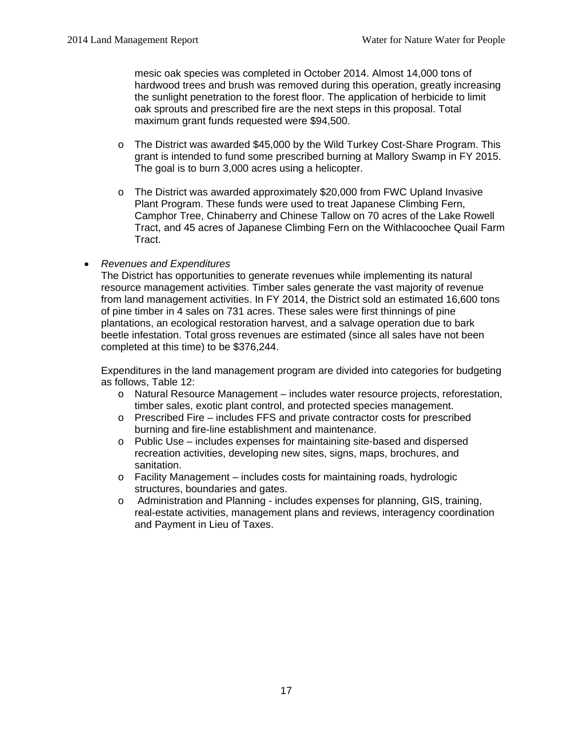mesic oak species was completed in October 2014. Almost 14,000 tons of hardwood trees and brush was removed during this operation, greatly increasing the sunlight penetration to the forest floor. The application of herbicide to limit oak sprouts and prescribed fire are the next steps in this proposal. Total maximum grant funds requested were $94,500.

  - The District was awarded $45,000 by the Wild Turkey Cost-Share Program. This grant is intended to fund some prescribed burning at Mallory Swamp in FY 2015. The goal is to burn 3,000 acres using a helicopter.

  - The District was awarded approximately $20,000 from FWC Upland Invasive Plant Program. These funds were used to treat Japanese Climbing Fern, Camphor Tree, Chinaberry and Chinese Tallow on 70 acres of the Lake Rowell Tract, and 45 acres of Japanese Climbing Fern on the Withlacoochee Quail Farm Tract.

- *Revenues and Expenditures*
  The District has opportunities to generate revenues while implementing its natural resource management activities. Timber sales generate the vast majority of revenue from land management activities. In FY 2014, the District sold an estimated 16,600 tons of pine timber in 4 sales on 731 acres. These sales were first thinnings of pine plantations, an ecological restoration harvest, and a salvage operation due to bark beetle infestation. Total gross revenues are estimated (since all sales have not been completed at this time) to be $376,244.

  Expenditures in the land management program are divided into categories for budgeting as follows, Table 12:
  - Natural Resource Management – includes water resource projects, reforestation, timber sales, exotic plant control, and protected species management.
  - Prescribed Fire – includes FFS and private contractor costs for prescribed burning and fire-line establishment and maintenance.
  - Public Use – includes expenses for maintaining site-based and dispersed recreation activities, developing new sites, signs, maps, brochures, and sanitation.
  - Facility Management – includes costs for maintaining roads, hydrologic structures, boundaries and gates.
  - Administration and Planning - includes expenses for planning, GIS, training, real-estate activities, management plans and reviews, interagency coordination and Payment in Lieu of Taxes.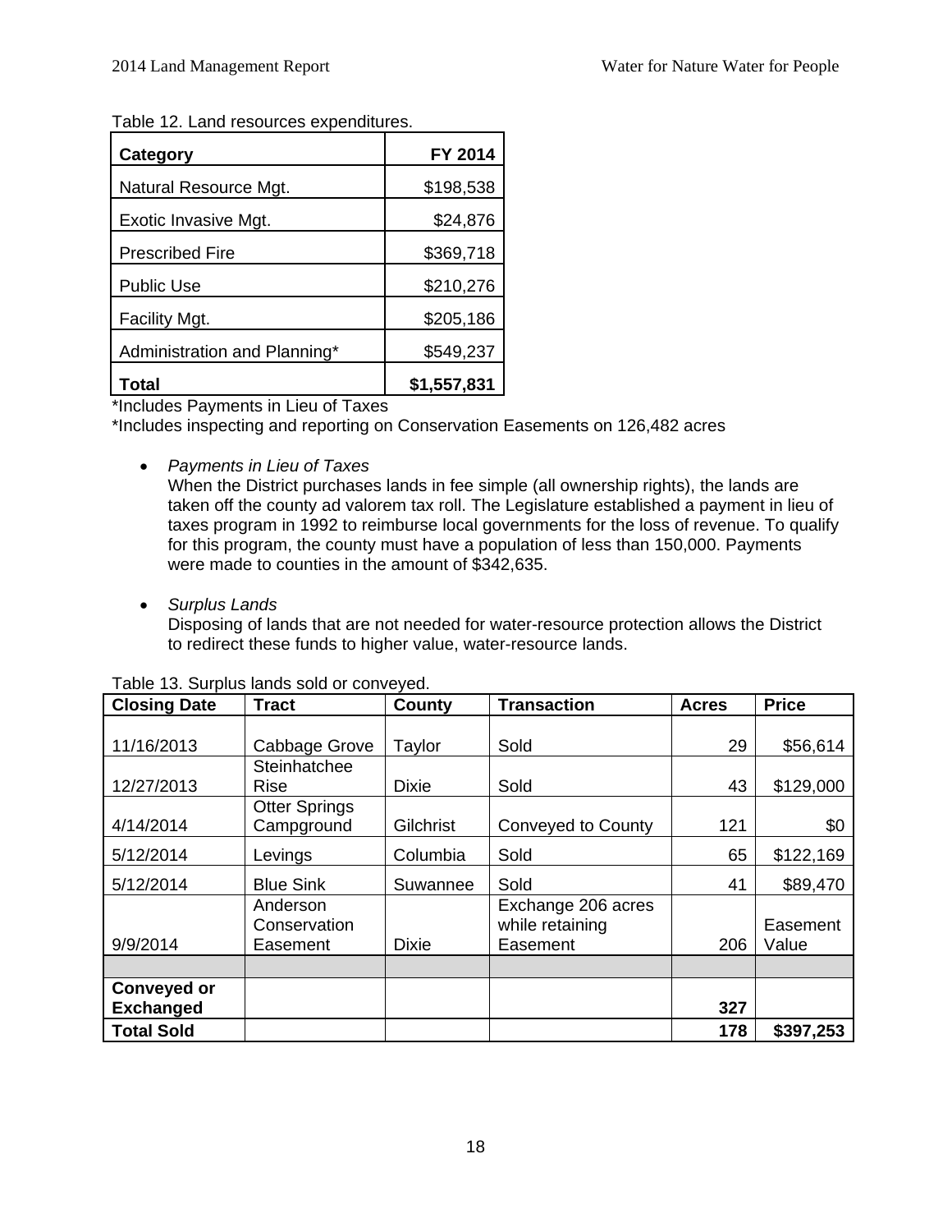Table 12. Land resources expenditures.

| Category | FY 2014 |
|---|---|
| Natural Resource Mgt. | $198,538 |
| Exotic Invasive Mgt. | $24,876 |
| Prescribed Fire | $369,718 |
| Public Use | $210,276 |
| Facility Mgt. | $205,186 |
| Administration and Planning* | $549,237 |
| **Total** | **$1,557,831** |

*Includes Payments in Lieu of Taxes

*Includes inspecting and reporting on Conservation Easements on 126,482 acres

- *Payments in Lieu of Taxes*
  When the District purchases lands in fee simple (all ownership rights), the lands are taken off the county ad valorem tax roll. The Legislature established a payment in lieu of taxes program in 1992 to reimburse local governments for the loss of revenue. To qualify for this program, the county must have a population of less than 150,000. Payments were made to counties in the amount of $342,635.

- *Surplus Lands*
  Disposing of lands that are not needed for water-resource protection allows the District to redirect these funds to higher value, water-resource lands.

Table 13. Surplus lands sold or conveyed.

| Closing Date | Tract | County | Transaction | Acres | Price |
|---|---|---|---|---|---|
| 11/16/2013 | Cabbage Grove | Taylor | Sold | 29 | $56,614 |
| 12/27/2013 | Steinhatchee Rise | Dixie | Sold | 43 | $129,000 |
| 4/14/2014 | Otter Springs Campground | Gilchrist | Conveyed to County | 121 | $0 |
| 5/12/2014 | Levings | Columbia | Sold | 65 | $122,169 |
| 5/12/2014 | Blue Sink | Suwannee | Sold | 41 | $89,470 |
| 9/9/2014 | Anderson Conservation Easement | Dixie | Exchange 206 acres while retaining Easement | 206 | Easement Value |
| | | | | | |
| **Conveyed or Exchanged** | | | | **327** | |
| **Total Sold** | | | | **178** | **$397,253** |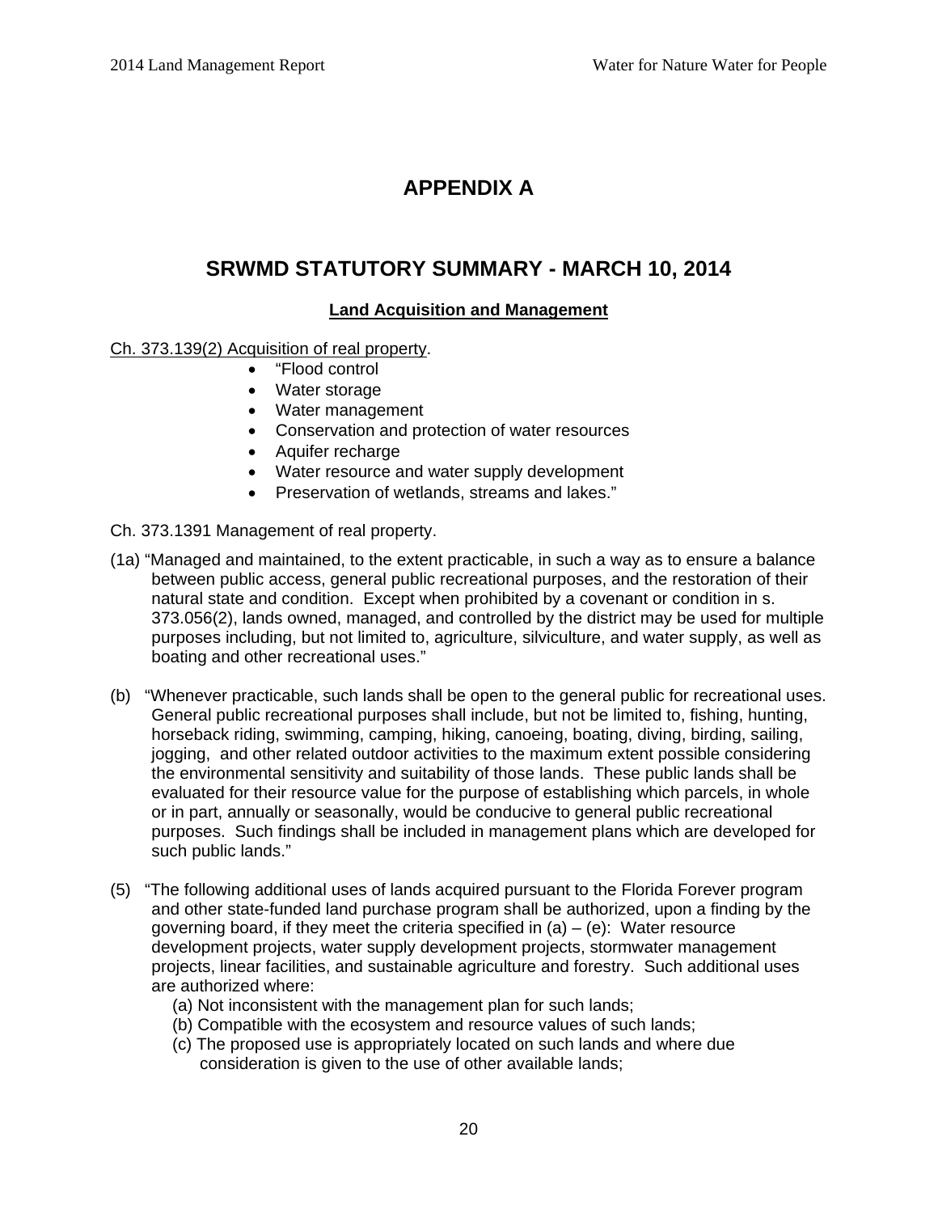# APPENDIX A

## SRWMD STATUTORY SUMMARY - MARCH 10, 2014

### Land Acquisition and Management

Ch. 373.139(2) Acquisition of real property.

- "Flood control
- Water storage
- Water management
- Conservation and protection of water resources
- Aquifer recharge
- Water resource and water supply development
- Preservation of wetlands, streams and lakes."

Ch. 373.1391 Management of real property.

(1a) "Managed and maintained, to the extent practicable, in such a way as to ensure a balance between public access, general public recreational purposes, and the restoration of their natural state and condition. Except when prohibited by a covenant or condition in s. 373.056(2), lands owned, managed, and controlled by the district may be used for multiple purposes including, but not limited to, agriculture, silviculture, and water supply, as well as boating and other recreational uses."

(b) "Whenever practicable, such lands shall be open to the general public for recreational uses. General public recreational purposes shall include, but not be limited to, fishing, hunting, horseback riding, swimming, camping, hiking, canoeing, boating, diving, birding, sailing, jogging, and other related outdoor activities to the maximum extent possible considering the environmental sensitivity and suitability of those lands. These public lands shall be evaluated for their resource value for the purpose of establishing which parcels, in whole or in part, annually or seasonally, would be conducive to general public recreational purposes. Such findings shall be included in management plans which are developed for such public lands."

(5) "The following additional uses of lands acquired pursuant to the Florida Forever program and other state-funded land purchase program shall be authorized, upon a finding by the governing board, if they meet the criteria specified in (a) – (e): Water resource development projects, water supply development projects, stormwater management projects, linear facilities, and sustainable agriculture and forestry. Such additional uses are authorized where:

(a) Not inconsistent with the management plan for such lands;
(b) Compatible with the ecosystem and resource values of such lands;
(c) The proposed use is appropriately located on such lands and where due consideration is given to the use of other available lands;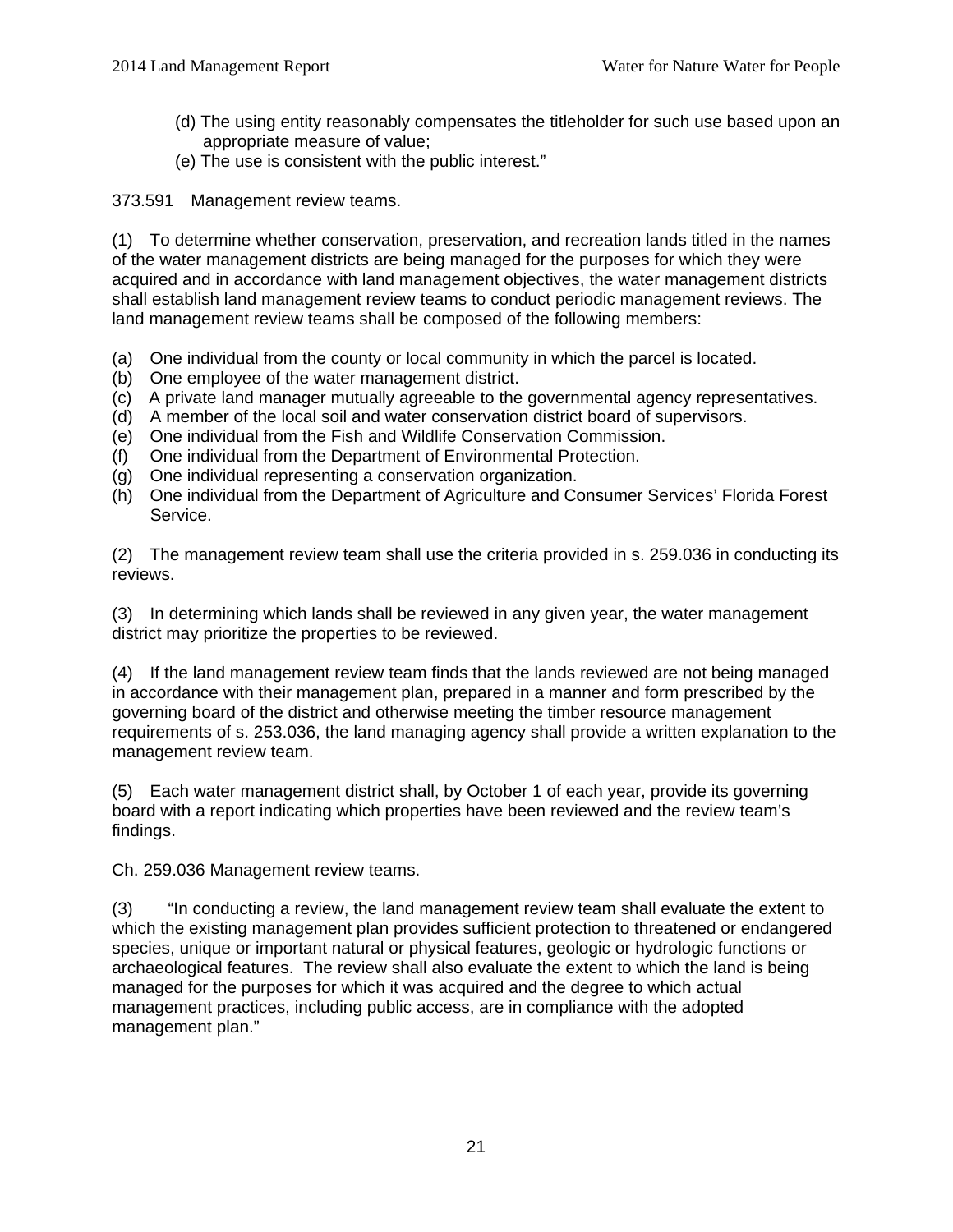(d) The using entity reasonably compensates the titleholder for such use based upon an appropriate measure of value;

(e) The use is consistent with the public interest."

373.591 Management review teams.

(1) To determine whether conservation, preservation, and recreation lands titled in the names of the water management districts are being managed for the purposes for which they were acquired and in accordance with land management objectives, the water management districts shall establish land management review teams to conduct periodic management reviews. The land management review teams shall be composed of the following members:

(a) One individual from the county or local community in which the parcel is located.
(b) One employee of the water management district.
(c) A private land manager mutually agreeable to the governmental agency representatives.
(d) A member of the local soil and water conservation district board of supervisors.
(e) One individual from the Fish and Wildlife Conservation Commission.
(f) One individual from the Department of Environmental Protection.
(g) One individual representing a conservation organization.
(h) One individual from the Department of Agriculture and Consumer Services' Florida Forest Service.

(2) The management review team shall use the criteria provided in s. 259.036 in conducting its reviews.

(3) In determining which lands shall be reviewed in any given year, the water management district may prioritize the properties to be reviewed.

(4) If the land management review team finds that the lands reviewed are not being managed in accordance with their management plan, prepared in a manner and form prescribed by the governing board of the district and otherwise meeting the timber resource management requirements of s. 253.036, the land managing agency shall provide a written explanation to the management review team.

(5) Each water management district shall, by October 1 of each year, provide its governing board with a report indicating which properties have been reviewed and the review team's findings.

Ch. 259.036 Management review teams.

(3) "In conducting a review, the land management review team shall evaluate the extent to which the existing management plan provides sufficient protection to threatened or endangered species, unique or important natural or physical features, geologic or hydrologic functions or archaeological features. The review shall also evaluate the extent to which the land is being managed for the purposes for which it was acquired and the degree to which actual management practices, including public access, are in compliance with the adopted management plan."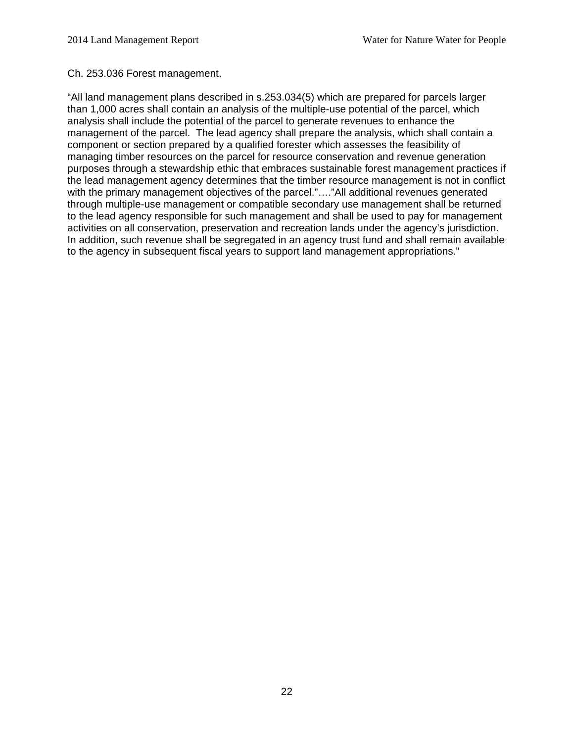Ch. 253.036 Forest management.

"All land management plans described in s.253.034(5) which are prepared for parcels larger than 1,000 acres shall contain an analysis of the multiple-use potential of the parcel, which analysis shall include the potential of the parcel to generate revenues to enhance the management of the parcel. The lead agency shall prepare the analysis, which shall contain a component or section prepared by a qualified forester which assesses the feasibility of managing timber resources on the parcel for resource conservation and revenue generation purposes through a stewardship ethic that embraces sustainable forest management practices if the lead management agency determines that the timber resource management is not in conflict with the primary management objectives of the parcel."…."All additional revenues generated through multiple-use management or compatible secondary use management shall be returned to the lead agency responsible for such management and shall be used to pay for management activities on all conservation, preservation and recreation lands under the agency's jurisdiction. In addition, such revenue shall be segregated in an agency trust fund and shall remain available to the agency in subsequent fiscal years to support land management appropriations."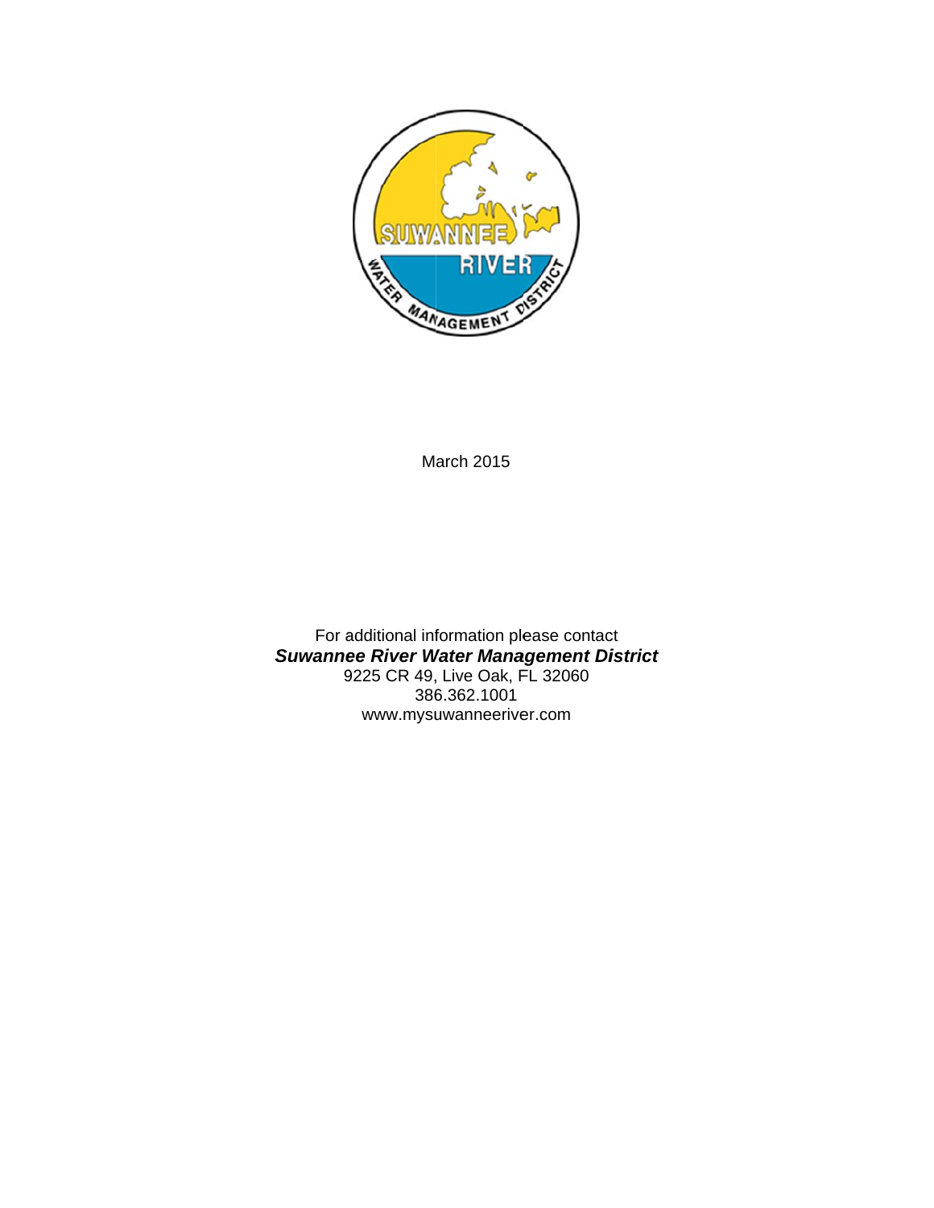March 2015

For additional information please contact
***Suwannee River Water Management District***
9225 CR 49, Live Oak, FL 32060
386.362.1001
www.mysuwanneeriver.com